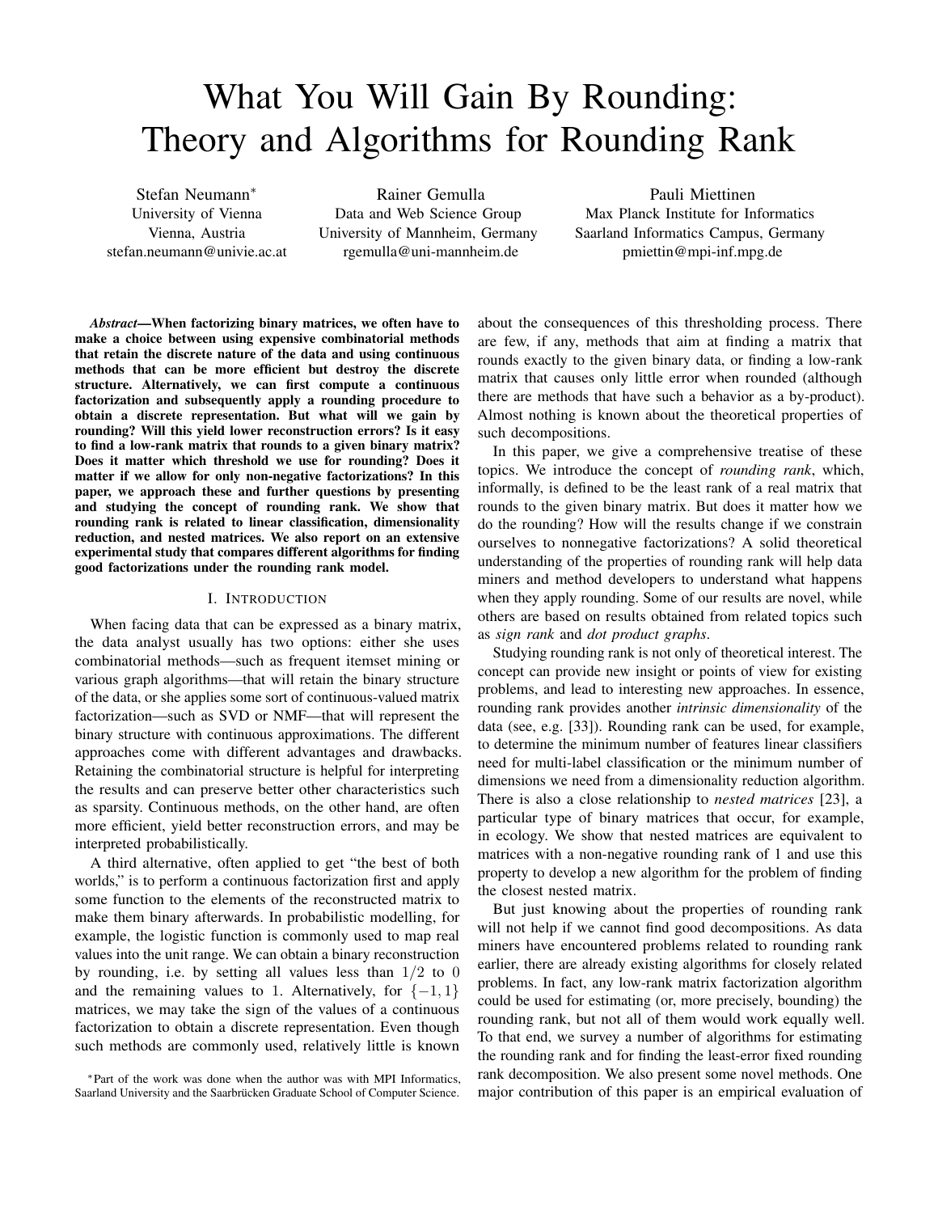# What You Will Gain By Rounding: Theory and Algorithms for Rounding Rank

Stefan Neumann*
University of Vienna
Vienna, Austria
stefan.neumann@univie.ac.at

Rainer Gemulla
Data and Web Science Group
University of Mannheim, Germany
rgemulla@uni-mannheim.de

Pauli Miettinen
Max Planck Institute for Informatics
Saarland Informatics Campus, Germany
pmiettin@mpi-inf.mpg.de

***Abstract*—When factorizing binary matrices, we often have to make a choice between using expensive combinatorial methods that retain the discrete nature of the data and using continuous methods that can be more efficient but destroy the discrete structure. Alternatively, we can first compute a continuous factorization and subsequently apply a rounding procedure to obtain a discrete representation. But what will we gain by rounding? Will this yield lower reconstruction errors? Is it easy to find a low-rank matrix that rounds to a given binary matrix? Does it matter which threshold we use for rounding? Does it matter if we allow for only non-negative factorizations? In this paper, we approach these and further questions by presenting and studying the concept of rounding rank. We show that rounding rank is related to linear classification, dimensionality reduction, and nested matrices. We also report on an extensive experimental study that compares different algorithms for finding good factorizations under the rounding rank model.**

## I. Introduction

When facing data that can be expressed as a binary matrix, the data analyst usually has two options: either she uses combinatorial methods—such as frequent itemset mining or various graph algorithms—that will retain the binary structure of the data, or she applies some sort of continuous-valued matrix factorization—such as SVD or NMF—that will represent the binary structure with continuous approximations. The different approaches come with different advantages and drawbacks. Retaining the combinatorial structure is helpful for interpreting the results and can preserve better other characteristics such as sparsity. Continuous methods, on the other hand, are often more efficient, yield better reconstruction errors, and may be interpreted probabilistically.

A third alternative, often applied to get "the best of both worlds," is to perform a continuous factorization first and apply some function to the elements of the reconstructed matrix to make them binary afterwards. In probabilistic modelling, for example, the logistic function is commonly used to map real values into the unit range. We can obtain a binary reconstruction by rounding, i.e. by setting all values less than $1/2$ to 0 and the remaining values to 1. Alternatively, for $\{-1, 1\}$ matrices, we may take the sign of the values of a continuous factorization to obtain a discrete representation. Even though such methods are commonly used, relatively little is known about the consequences of this thresholding process. There are few, if any, methods that aim at finding a matrix that rounds exactly to the given binary data, or finding a low-rank matrix that causes only little error when rounded (although there are methods that have such a behavior as a by-product). Almost nothing is known about the theoretical properties of such decompositions.

In this paper, we give a comprehensive treatise of these topics. We introduce the concept of *rounding rank*, which, informally, is defined to be the least rank of a real matrix that rounds to the given binary matrix. But does it matter how we do the rounding? How will the results change if we constrain ourselves to nonnegative factorizations? A solid theoretical understanding of the properties of rounding rank will help data miners and method developers to understand what happens when they apply rounding. Some of our results are novel, while others are based on results obtained from related topics such as *sign rank* and *dot product graphs*.

Studying rounding rank is not only of theoretical interest. The concept can provide new insight or points of view for existing problems, and lead to interesting new approaches. In essence, rounding rank provides another *intrinsic dimensionality* of the data (see, e.g. [33]). Rounding rank can be used, for example, to determine the minimum number of features linear classifiers need for multi-label classification or the minimum number of dimensions we need from a dimensionality reduction algorithm. There is also a close relationship to *nested matrices* [23], a particular type of binary matrices that occur, for example, in ecology. We show that nested matrices are equivalent to matrices with a non-negative rounding rank of 1 and use this property to develop a new algorithm for the problem of finding the closest nested matrix.

But just knowing about the properties of rounding rank will not help if we cannot find good decompositions. As data miners have encountered problems related to rounding rank earlier, there are already existing algorithms for closely related problems. In fact, any low-rank matrix factorization algorithm could be used for estimating (or, more precisely, bounding) the rounding rank, but not all of them would work equally well. To that end, we survey a number of algorithms for estimating the rounding rank and for finding the least-error fixed rounding rank decomposition. We also present some novel methods. One major contribution of this paper is an empirical evaluation of

*Part of the work was done when the author was with MPI Informatics, Saarland University and the Saarbrücken Graduate School of Computer Science.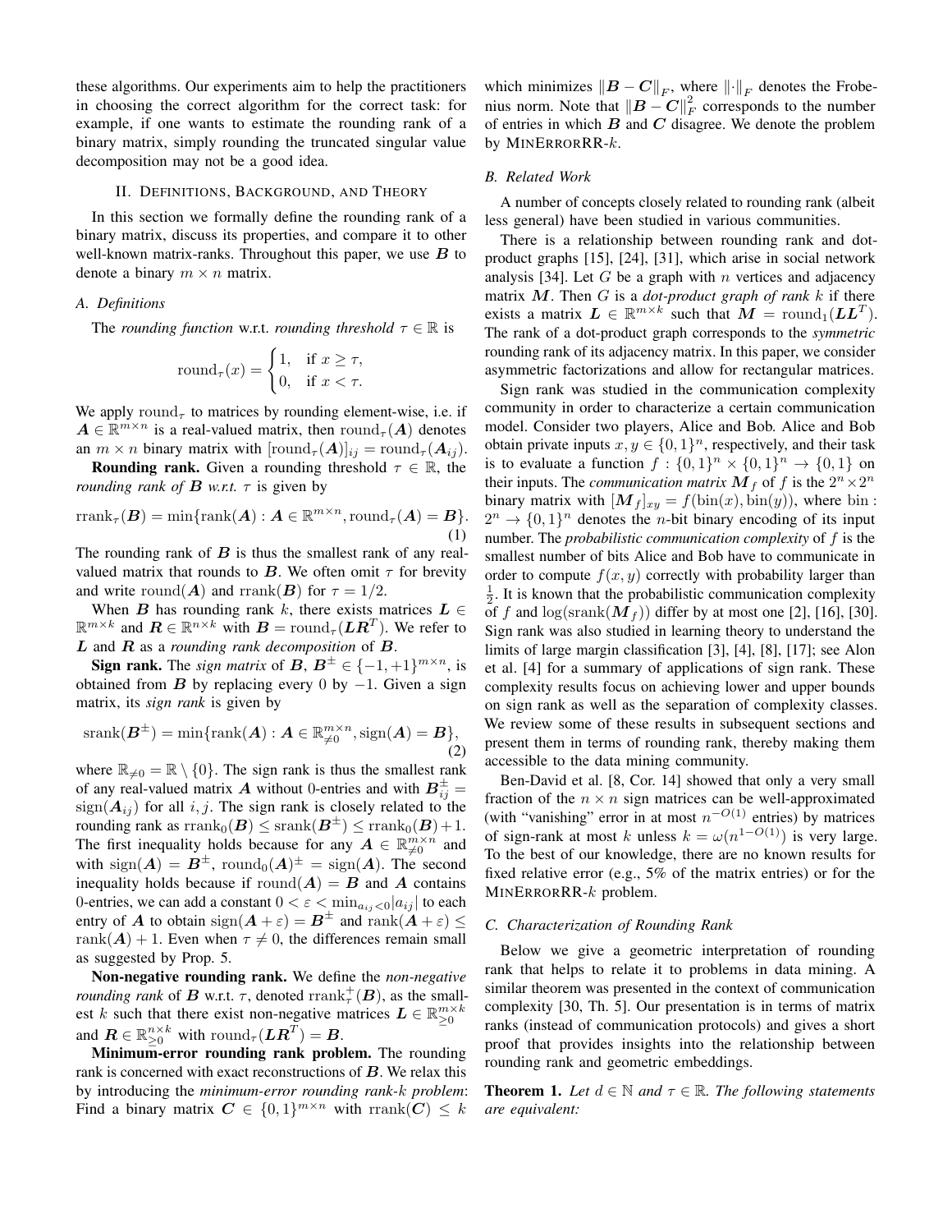these algorithms. Our experiments aim to help the practitioners in choosing the correct algorithm for the correct task: for example, if one wants to estimate the rounding rank of a binary matrix, simply rounding the truncated singular value decomposition may not be a good idea.

## II. Definitions, Background, and Theory

In this section we formally define the rounding rank of a binary matrix, discuss its properties, and compare it to other well-known matrix-ranks. Throughout this paper, we use $\boldsymbol{B}$ to denote a binary $m \times n$ matrix.

### A. Definitions

The *rounding function* w.r.t. *rounding threshold* $\tau \in \mathbb{R}$ is

$$\mathrm{round}_\tau(x) = \begin{cases} 1, & \text{if } x \geq \tau, \\ 0, & \text{if } x < \tau. \end{cases}$$

We apply $\mathrm{round}_\tau$ to matrices by rounding element-wise, i.e. if $\boldsymbol{A} \in \mathbb{R}^{m \times n}$ is a real-valued matrix, then $\mathrm{round}_\tau(\boldsymbol{A})$ denotes an $m \times n$ binary matrix with $[\mathrm{round}_\tau(\boldsymbol{A})]_{ij} = \mathrm{round}_\tau(\boldsymbol{A}_{ij})$.

**Rounding rank.** Given a rounding threshold $\tau \in \mathbb{R}$, the *rounding rank of $\boldsymbol{B}$ w.r.t. $\tau$* is given by

$$\mathrm{rrank}_\tau(\boldsymbol{B}) = \min\{\mathrm{rank}(\boldsymbol{A}) : \boldsymbol{A} \in \mathbb{R}^{m \times n}, \mathrm{round}_\tau(\boldsymbol{A}) = \boldsymbol{B}\}. \tag{1}$$

The rounding rank of $\boldsymbol{B}$ is thus the smallest rank of any real-valued matrix that rounds to $\boldsymbol{B}$. We often omit $\tau$ for brevity and write $\mathrm{round}(\boldsymbol{A})$ and $\mathrm{rrank}(\boldsymbol{B})$ for $\tau = 1/2$.

When $\boldsymbol{B}$ has rounding rank $k$, there exists matrices $\boldsymbol{L} \in \mathbb{R}^{m \times k}$ and $\boldsymbol{R} \in \mathbb{R}^{n \times k}$ with $\boldsymbol{B} = \mathrm{round}_\tau(\boldsymbol{L}\boldsymbol{R}^T)$. We refer to $\boldsymbol{L}$ and $\boldsymbol{R}$ as a *rounding rank decomposition* of $\boldsymbol{B}$.

**Sign rank.** The *sign matrix* of $\boldsymbol{B}$, $\boldsymbol{B}^{\pm} \in \{-1, +1\}^{m \times n}$, is obtained from $\boldsymbol{B}$ by replacing every 0 by $-1$. Given a sign matrix, its *sign rank* is given by

$$\mathrm{srank}(\boldsymbol{B}^{\pm}) = \min\{\mathrm{rank}(\boldsymbol{A}) : \boldsymbol{A} \in \mathbb{R}^{m \times n}_{\neq 0}, \mathrm{sign}(\boldsymbol{A}) = \boldsymbol{B}\}, \tag{2}$$

where $\mathbb{R}_{\neq 0} = \mathbb{R} \setminus \{0\}$. The sign rank is thus the smallest rank of any real-valued matrix $\boldsymbol{A}$ without 0-entries and with $\boldsymbol{B}^{\pm}_{ij} = \mathrm{sign}(\boldsymbol{A}_{ij})$ for all $i, j$. The sign rank is closely related to the rounding rank as $\mathrm{rrank}_0(\boldsymbol{B}) \leq \mathrm{srank}(\boldsymbol{B}^{\pm}) \leq \mathrm{rrank}_0(\boldsymbol{B}) + 1$. The first inequality holds because for any $\boldsymbol{A} \in \mathbb{R}^{m \times n}_{\neq 0}$ and with $\mathrm{sign}(\boldsymbol{A}) = \boldsymbol{B}^{\pm}$, $\mathrm{round}_0(\boldsymbol{A})^{\pm} = \mathrm{sign}(\boldsymbol{A})$. The second inequality holds because if $\mathrm{round}(\boldsymbol{A}) = \boldsymbol{B}$ and $\boldsymbol{A}$ contains 0-entries, we can add a constant $0 < \varepsilon < \min_{a_{ij} < 0} |a_{ij}|$ to each entry of $\boldsymbol{A}$ to obtain $\mathrm{sign}(\boldsymbol{A} + \varepsilon) = \boldsymbol{B}^{\pm}$ and $\mathrm{rank}(\boldsymbol{A} + \varepsilon) \leq \mathrm{rank}(\boldsymbol{A}) + 1$. Even when $\tau \neq 0$, the differences remain small as suggested by Prop. 5.

**Non-negative rounding rank.** We define the *non-negative rounding rank* of $\boldsymbol{B}$ w.r.t. $\tau$, denoted $\mathrm{rrank}^+_\tau(\boldsymbol{B})$, as the smallest $k$ such that there exist non-negative matrices $\boldsymbol{L} \in \mathbb{R}^{m \times k}_{\geq 0}$ and $\boldsymbol{R} \in \mathbb{R}^{n \times k}_{\geq 0}$ with $\mathrm{round}_\tau(\boldsymbol{L}\boldsymbol{R}^T) = \boldsymbol{B}$.

**Minimum-error rounding rank problem.** The rounding rank is concerned with exact reconstructions of $\boldsymbol{B}$. We relax this by introducing the *minimum-error rounding rank-$k$ problem*: Find a binary matrix $\boldsymbol{C} \in \{0, 1\}^{m \times n}$ with $\mathrm{rrank}(\boldsymbol{C}) \leq k$ which minimizes $\|\boldsymbol{B} - \boldsymbol{C}\|_F$, where $\|\cdot\|_F$ denotes the Frobenius norm. Note that $\|\boldsymbol{B} - \boldsymbol{C}\|_F^2$ corresponds to the number of entries in which $\boldsymbol{B}$ and $\boldsymbol{C}$ disagree. We denote the problem by MinErrorRR-$k$.

### B. Related Work

A number of concepts closely related to rounding rank (albeit less general) have been studied in various communities.

There is a relationship between rounding rank and dot-product graphs [15], [24], [31], which arise in social network analysis [34]. Let $G$ be a graph with $n$ vertices and adjacency matrix $\boldsymbol{M}$. Then $G$ is a *dot-product graph of rank $k$* if there exists a matrix $\boldsymbol{L} \in \mathbb{R}^{n \times k}$ such that $\boldsymbol{M} = \mathrm{round}_1(\boldsymbol{L}\boldsymbol{L}^T)$. The rank of a dot-product graph corresponds to the *symmetric* rounding rank of its adjacency matrix. In this paper, we consider asymmetric factorizations and allow for rectangular matrices.

Sign rank was studied in the communication complexity community in order to characterize a certain communication model. Consider two players, Alice and Bob. Alice and Bob obtain private inputs $x, y \in \{0, 1\}^n$, respectively, and their task is to evaluate a function $f : \{0, 1\}^n \times \{0, 1\}^n \to \{0, 1\}$ on their inputs. The *communication matrix* $\boldsymbol{M}_f$ of $f$ is the $2^n \times 2^n$ binary matrix with $[\boldsymbol{M}_f]_{xy} = f(\mathrm{bin}(x), \mathrm{bin}(y))$, where $\mathrm{bin} : 2^n \to \{0, 1\}^n$ denotes the $n$-bit binary encoding of its input number. The *probabilistic communication complexity* of $f$ is the smallest number of bits Alice and Bob have to communicate in order to compute $f(x, y)$ correctly with probability larger than $\frac{1}{2}$. It is known that the probabilistic communication complexity of $f$ and $\log(\mathrm{srank}(\boldsymbol{M}_f))$ differ by at most one [2], [16], [30]. Sign rank was also studied in learning theory to understand the limits of large margin classification [3], [4], [8], [17]; see Alon et al. [4] for a summary of applications of sign rank. These complexity results focus on achieving lower and upper bounds on sign rank as well as the separation of complexity classes. We review some of these results in subsequent sections and present them in terms of rounding rank, thereby making them accessible to the data mining community.

Ben-David et al. [8, Cor. 14] showed that only a very small fraction of the $n \times n$ sign matrices can be well-approximated (with "vanishing" error in at most $n^{-O(1)}$ entries) by matrices of sign-rank at most $k$ unless $k = \omega(n^{1-O(1)})$ is very large. To the best of our knowledge, there are no known results for fixed relative error (e.g., 5% of the matrix entries) or for the MinErrorRR-$k$ problem.

### C. Characterization of Rounding Rank

Below we give a geometric interpretation of rounding rank that helps to relate it to problems in data mining. A similar theorem was presented in the context of communication complexity [30, Th. 5]. Our presentation is in terms of matrix ranks (instead of communication protocols) and gives a short proof that provides insights into the relationship between rounding rank and geometric embeddings.

**Theorem 1.** *Let $d \in \mathbb{N}$ and $\tau \in \mathbb{R}$. The following statements are equivalent:*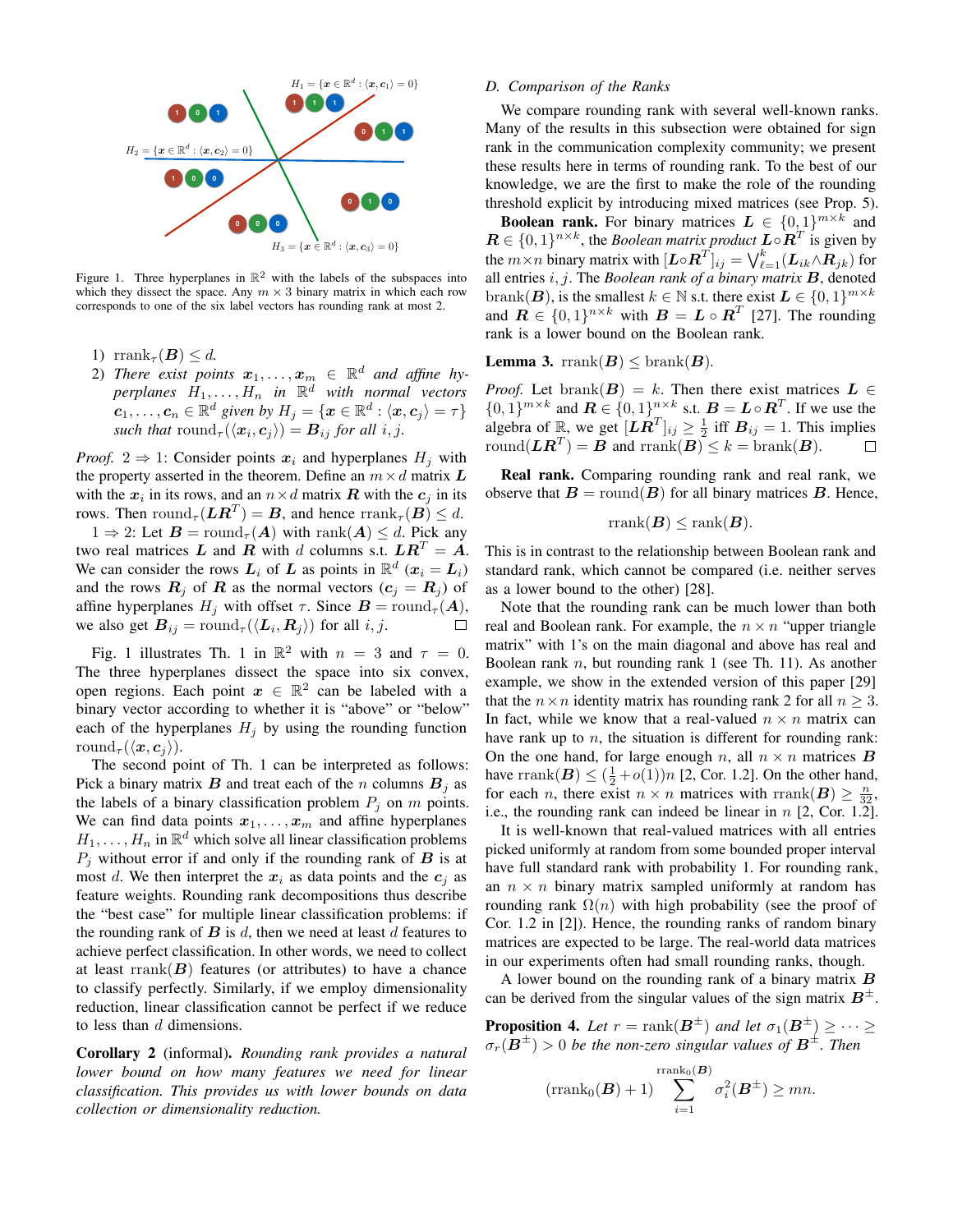Figure 1. Three hyperplanes in $\mathbb{R}^2$ with the labels of the subspaces into which they dissect the space. Any $m \times 3$ binary matrix in which each row corresponds to one of the six label vectors has rounding rank at most 2.

1) $\mathrm{rrank}_\tau(\boldsymbol{B}) \leq d$.
2) *There exist points $\boldsymbol{x}_1, \ldots, \boldsymbol{x}_m \in \mathbb{R}^d$ and affine hyperplanes $H_1, \ldots, H_n$ in $\mathbb{R}^d$ with normal vectors $\boldsymbol{c}_1, \ldots, \boldsymbol{c}_n \in \mathbb{R}^d$ given by $H_j = \{\boldsymbol{x} \in \mathbb{R}^d : \langle \boldsymbol{x}, \boldsymbol{c}_j \rangle = \tau\}$ such that $\mathrm{round}_\tau(\langle \boldsymbol{x}_i, \boldsymbol{c}_j \rangle) = \boldsymbol{B}_{ij}$ for all $i, j$.*

*Proof.* $2 \Rightarrow 1$: Consider points $\boldsymbol{x}_i$ and hyperplanes $H_j$ with the property asserted in the theorem. Define an $m \times d$ matrix $\boldsymbol{L}$ with the $\boldsymbol{x}_i$ in its rows, and an $n \times d$ matrix $\boldsymbol{R}$ with the $\boldsymbol{c}_j$ in its rows. Then $\mathrm{round}_\tau(\boldsymbol{L}\boldsymbol{R}^T) = \boldsymbol{B}$, and hence $\mathrm{rrank}_\tau(\boldsymbol{B}) \leq d$.

$1 \Rightarrow 2$: Let $\boldsymbol{B} = \mathrm{round}_\tau(\boldsymbol{A})$ with $\mathrm{rank}(\boldsymbol{A}) \leq d$. Pick any two real matrices $\boldsymbol{L}$ and $\boldsymbol{R}$ with $d$ columns s.t. $\boldsymbol{L}\boldsymbol{R}^T = \boldsymbol{A}$. We can consider the rows $\boldsymbol{L}_i$ of $\boldsymbol{L}$ as points in $\mathbb{R}^d$ ($\boldsymbol{x}_i = \boldsymbol{L}_i$) and the rows $\boldsymbol{R}_j$ of $\boldsymbol{R}$ as the normal vectors ($\boldsymbol{c}_j = \boldsymbol{R}_j$) of affine hyperplanes $H_j$ with offset $\tau$. Since $\boldsymbol{B} = \mathrm{round}_\tau(\boldsymbol{A})$, we also get $\boldsymbol{B}_{ij} = \mathrm{round}_\tau(\langle \boldsymbol{L}_i, \boldsymbol{R}_j \rangle)$ for all $i, j$. □

Fig. 1 illustrates Th. 1 in $\mathbb{R}^2$ with $n = 3$ and $\tau = 0$. The three hyperplanes dissect the space into six convex, open regions. Each point $\boldsymbol{x} \in \mathbb{R}^2$ can be labeled with a binary vector according to whether it is "above" or "below" each of the hyperplanes $H_j$ by using the rounding function $\mathrm{round}_\tau(\langle \boldsymbol{x}, \boldsymbol{c}_j \rangle)$.

The second point of Th. 1 can be interpreted as follows: Pick a binary matrix $\boldsymbol{B}$ and treat each of the $n$ columns $\boldsymbol{B}_j$ as the labels of a binary classification problem $P_j$ on $m$ points. We can find data points $\boldsymbol{x}_1, \ldots, \boldsymbol{x}_m$ and affine hyperplanes $H_1, \ldots, H_n$ in $\mathbb{R}^d$ which solve all linear classification problems $P_j$ without error if and only if the rounding rank of $\boldsymbol{B}$ is at most $d$. We then interpret the $\boldsymbol{x}_i$ as data points and the $\boldsymbol{c}_j$ as feature weights. Rounding rank decompositions thus describe the "best case" for multiple linear classification problems: if the rounding rank of $\boldsymbol{B}$ is $d$, then we need at least $d$ features to achieve perfect classification. In other words, we need to collect at least $\mathrm{rrank}(\boldsymbol{B})$ features (or attributes) to have a chance to classify perfectly. Similarly, if we employ dimensionality reduction, linear classification cannot be perfect if we reduce to less than $d$ dimensions.

**Corollary 2** (informal)**.** *Rounding rank provides a natural lower bound on how many features we need for linear classification. This provides us with lower bounds on data collection or dimensionality reduction.*

### D. Comparison of the Ranks

We compare rounding rank with several well-known ranks. Many of the results in this subsection were obtained for sign rank in the communication complexity community; we present these results here in terms of rounding rank. To the best of our knowledge, we are the first to make the role of the rounding threshold explicit by introducing mixed matrices (see Prop. 5).

**Boolean rank.** For binary matrices $\boldsymbol{L} \in \{0,1\}^{m \times k}$ and $\boldsymbol{R} \in \{0,1\}^{n \times k}$, the *Boolean matrix product* $\boldsymbol{L} \circ \boldsymbol{R}^T$ is given by the $m \times n$ binary matrix with $[\boldsymbol{L} \circ \boldsymbol{R}^T]_{ij} = \bigvee_{\ell=1}^{k} (\boldsymbol{L}_{ik} \wedge \boldsymbol{R}_{jk})$ for all entries $i, j$. The *Boolean rank of a binary matrix* $\boldsymbol{B}$, denoted $\mathrm{brank}(\boldsymbol{B})$, is the smallest $k \in \mathbb{N}$ s.t. there exist $\boldsymbol{L} \in \{0,1\}^{m \times k}$ and $\boldsymbol{R} \in \{0,1\}^{n \times k}$ with $\boldsymbol{B} = \boldsymbol{L} \circ \boldsymbol{R}^T$ [27]. The rounding rank is a lower bound on the Boolean rank.

**Lemma 3.** $\mathrm{rrank}(\boldsymbol{B}) \leq \mathrm{brank}(\boldsymbol{B})$.

*Proof.* Let $\mathrm{brank}(\boldsymbol{B}) = k$. Then there exist matrices $\boldsymbol{L} \in \{0,1\}^{m \times k}$ and $\boldsymbol{R} \in \{0,1\}^{n \times k}$ s.t. $\boldsymbol{B} = \boldsymbol{L} \circ \boldsymbol{R}^T$. If we use the algebra of $\mathbb{R}$, we get $[\boldsymbol{L}\boldsymbol{R}^T]_{ij} \geq \frac{1}{2}$ iff $\boldsymbol{B}_{ij} = 1$. This implies $\mathrm{round}(\boldsymbol{L}\boldsymbol{R}^T) = \boldsymbol{B}$ and $\mathrm{rrank}(\boldsymbol{B}) \leq k = \mathrm{brank}(\boldsymbol{B})$. □

**Real rank.** Comparing rounding rank and real rank, we observe that $\boldsymbol{B} = \mathrm{round}(\boldsymbol{B})$ for all binary matrices $\boldsymbol{B}$. Hence,

$$\mathrm{rrank}(\boldsymbol{B}) \leq \mathrm{rank}(\boldsymbol{B}).$$

This is in contrast to the relationship between Boolean rank and standard rank, which cannot be compared (i.e. neither serves as a lower bound to the other) [28].

Note that the rounding rank can be much lower than both real and Boolean rank. For example, the $n \times n$ "upper triangle matrix" with 1's on the main diagonal and above has real and Boolean rank $n$, but rounding rank 1 (see Th. 11). As another example, we show in the extended version of this paper [29] that the $n \times n$ identity matrix has rounding rank 2 for all $n \geq 3$. In fact, while we know that a real-valued $n \times n$ matrix can have rank up to $n$, the situation is different for rounding rank: On the one hand, for large enough $n$, all $n \times n$ matrices $\boldsymbol{B}$ have $\mathrm{rrank}(\boldsymbol{B}) \leq (\frac{1}{2} + o(1))n$ [2, Cor. 1.2]. On the other hand, for each $n$, there exist $n \times n$ matrices with $\mathrm{rrank}(\boldsymbol{B}) \geq \frac{n}{32}$, i.e., the rounding rank can indeed be linear in $n$ [2, Cor. 1.2].

It is well-known that real-valued matrices with all entries picked uniformly at random from some bounded proper interval have full standard rank with probability 1. For rounding rank, an $n \times n$ binary matrix sampled uniformly at random has rounding rank $\Omega(n)$ with high probability (see the proof of Cor. 1.2 in [2]). Hence, the rounding ranks of random binary matrices are expected to be large. The real-world data matrices in our experiments often had small rounding ranks, though.

A lower bound on the rounding rank of a binary matrix $\boldsymbol{B}$ can be derived from the singular values of the sign matrix $\boldsymbol{B}^{\pm}$.

**Proposition 4.** *Let $r = \mathrm{rank}(\boldsymbol{B}^{\pm})$ and let $\sigma_1(\boldsymbol{B}^{\pm}) \geq \cdots \geq \sigma_r(\boldsymbol{B}^{\pm}) > 0$ be the non-zero singular values of $\boldsymbol{B}^{\pm}$. Then*

$$(\mathrm{rrank}_0(\boldsymbol{B}) + 1) \sum_{i=1}^{\mathrm{rrank}_0(\boldsymbol{B})} \sigma_i^2(\boldsymbol{B}^{\pm}) \geq mn.$$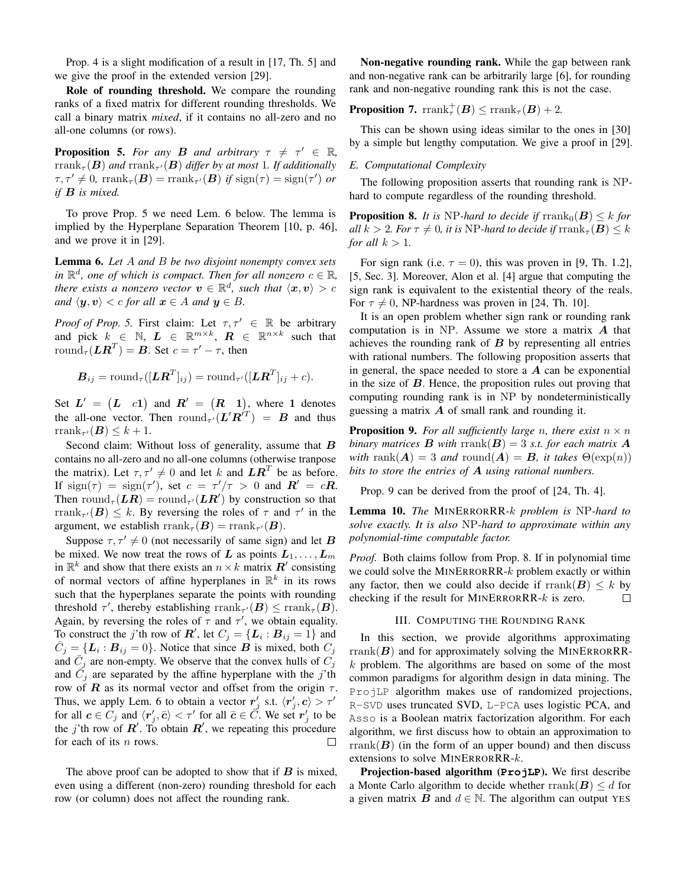Prop. 4 is a slight modification of a result in [17, Th. 5] and we give the proof in the extended version [29].

**Role of rounding threshold.** We compare the rounding ranks of a fixed matrix for different rounding thresholds. We call a binary matrix *mixed*, if it contains no all-zero and no all-one columns (or rows).

**Proposition 5.** *For any $\boldsymbol{B}$ and arbitrary $\tau \neq \tau' \in \mathbb{R}$, $\operatorname{rrank}_\tau(\boldsymbol{B})$ and $\operatorname{rrank}_{\tau'}(\boldsymbol{B})$ differ by at most 1. If additionally $\tau, \tau' \neq 0$, $\operatorname{rrank}_\tau(\boldsymbol{B}) = \operatorname{rrank}_{\tau'}(\boldsymbol{B})$ if $\operatorname{sign}(\tau) = \operatorname{sign}(\tau')$ or if $\boldsymbol{B}$ is mixed.*

To prove Prop. 5 we need Lem. 6 below. The lemma is implied by the Hyperplane Separation Theorem [10, p. 46], and we prove it in [29].

**Lemma 6.** *Let $A$ and $B$ be two disjoint nonempty convex sets in $\mathbb{R}^d$, one of which is compact. Then for all nonzero $c \in \mathbb{R}$, there exists a nonzero vector $\boldsymbol{v} \in \mathbb{R}^d$, such that $\langle \boldsymbol{x}, \boldsymbol{v} \rangle > c$ and $\langle \boldsymbol{y}, \boldsymbol{v} \rangle < c$ for all $\boldsymbol{x} \in A$ and $\boldsymbol{y} \in B$.*

*Proof of Prop. 5.* First claim: Let $\tau, \tau' \in \mathbb{R}$ be arbitrary and pick $k \in \mathbb{N}$, $\boldsymbol{L} \in \mathbb{R}^{m \times k}$, $\boldsymbol{R} \in \mathbb{R}^{n \times k}$ such that $\operatorname{round}_\tau(\boldsymbol{L}\boldsymbol{R}^T) = \boldsymbol{B}$. Set $c = \tau' - \tau$, then

$$\boldsymbol{B}_{ij} = \operatorname{round}_\tau([\boldsymbol{L}\boldsymbol{R}^T]_{ij}) = \operatorname{round}_{\tau'}([\boldsymbol{L}\boldsymbol{R}^T]_{ij} + c).$$

Set $\boldsymbol{L}' = \begin{pmatrix} \boldsymbol{L} & c\boldsymbol{1} \end{pmatrix}$ and $\boldsymbol{R}' = \begin{pmatrix} \boldsymbol{R} & \boldsymbol{1} \end{pmatrix}$, where $\boldsymbol{1}$ denotes the all-one vector. Then $\operatorname{round}_{\tau'}(\boldsymbol{L}'\boldsymbol{R}'^T) = \boldsymbol{B}$ and thus $\operatorname{rrank}_{\tau'}(\boldsymbol{B}) \leq k + 1$.

Second claim: Without loss of generality, assume that $\boldsymbol{B}$ contains no all-zero and no all-one columns (otherwise tranpose the matrix). Let $\tau, \tau' \neq 0$ and let $k$ and $\boldsymbol{L}\boldsymbol{R}^T$ be as before. If $\operatorname{sign}(\tau) = \operatorname{sign}(\tau')$, set $c = \tau'/\tau > 0$ and $\boldsymbol{R}' = c\boldsymbol{R}$. Then $\operatorname{round}_\tau(\boldsymbol{L}\boldsymbol{R}) = \operatorname{round}_{\tau'}(\boldsymbol{L}\boldsymbol{R}')$ by construction so that $\operatorname{rrank}_{\tau'}(\boldsymbol{B}) \leq k$. By reversing the roles of $\tau$ and $\tau'$ in the argument, we establish $\operatorname{rrank}_\tau(\boldsymbol{B}) = \operatorname{rrank}_{\tau'}(\boldsymbol{B})$.

Suppose $\tau, \tau' \neq 0$ (not necessarily of same sign) and let $\boldsymbol{B}$ be mixed. We now treat the rows of $\boldsymbol{L}$ as points $\boldsymbol{L}_1, \ldots, \boldsymbol{L}_m$ in $\mathbb{R}^k$ and show that there exists an $n \times k$ matrix $\boldsymbol{R}'$ consisting of normal vectors of affine hyperplanes in $\mathbb{R}^k$ in its rows such that the hyperplanes separate the points with rounding threshold $\tau'$, thereby establishing $\operatorname{rrank}_{\tau'}(\boldsymbol{B}) \leq \operatorname{rrank}_\tau(\boldsymbol{B})$. Again, by reversing the roles of $\tau$ and $\tau'$, we obtain equality. To construct the $j$'th row of $\boldsymbol{R}'$, let $C_j = \{\boldsymbol{L}_i : \boldsymbol{B}_{ij} = 1\}$ and $\bar{C}_j = \{\boldsymbol{L}_i : \boldsymbol{B}_{ij} = 0\}$. Notice that since $\boldsymbol{B}$ is mixed, both $C_j$ and $\bar{C}_j$ are non-empty. We observe that the convex hulls of $C_j$ and $\bar{C}_j$ are separated by the affine hyperplane with the $j$'th row of $\boldsymbol{R}$ as its normal vector and offset from the origin $\tau$. Thus, we apply Lem. 6 to obtain a vector $\boldsymbol{r}'_j$ s.t. $\langle \boldsymbol{r}'_j, \boldsymbol{c} \rangle > \tau'$ for all $\boldsymbol{c} \in C_j$ and $\langle \boldsymbol{r}'_j, \bar{\boldsymbol{c}} \rangle < \tau'$ for all $\bar{\boldsymbol{c}} \in \bar{C}$. We set $\boldsymbol{r}'_j$ to be the $j$'th row of $\boldsymbol{R}'$. To obtain $\boldsymbol{R}'$, we repeating this procedure for each of its $n$ rows. □

The above proof can be adopted to show that if $\boldsymbol{B}$ is mixed, even using a different (non-zero) rounding threshold for each row (or column) does not affect the rounding rank.

**Non-negative rounding rank.** While the gap between rank and non-negative rank can be arbitrarily large [6], for rounding rank and non-negative rounding rank this is not the case.

**Proposition 7.** $\operatorname{rrank}^+_\tau(\boldsymbol{B}) \leq \operatorname{rrank}_\tau(\boldsymbol{B}) + 2$.

This can be shown using ideas similar to the ones in [30] by a simple but lengthy computation. We give a proof in [29].

### E. Computational Complexity

The following proposition asserts that rounding rank is NP-hard to compute regardless of the rounding threshold.

**Proposition 8.** *It is NP-hard to decide if $\operatorname{rrank}_0(\boldsymbol{B}) \leq k$ for all $k > 2$. For $\tau \neq 0$, it is NP-hard to decide if $\operatorname{rrank}_\tau(\boldsymbol{B}) \leq k$ for all $k > 1$.*

For sign rank (i.e. $\tau = 0$), this was proven in [9, Th. 1.2], [5, Sec. 3]. Moreover, Alon et al. [4] argue that computing the sign rank is equivalent to the existential theory of the reals. For $\tau \neq 0$, NP-hardness was proven in [24, Th. 10].

It is an open problem whether sign rank or rounding rank computation is in NP. Assume we store a matrix $\boldsymbol{A}$ that achieves the rounding rank of $\boldsymbol{B}$ by representing all entries with rational numbers. The following proposition asserts that in general, the space needed to store a $\boldsymbol{A}$ can be exponential in the size of $\boldsymbol{B}$. Hence, the proposition rules out proving that computing rounding rank is in NP by nondeterministically guessing a matrix $\boldsymbol{A}$ of small rank and rounding it.

**Proposition 9.** *For all sufficiently large $n$, there exist $n \times n$ binary matrices $\boldsymbol{B}$ with $\operatorname{rrank}(\boldsymbol{B}) = 3$ s.t. for each matrix $\boldsymbol{A}$ with $\operatorname{rank}(\boldsymbol{A}) = 3$ and $\operatorname{round}(\boldsymbol{A}) = \boldsymbol{B}$, it takes $\Theta(\exp(n))$ bits to store the entries of $\boldsymbol{A}$ using rational numbers.*

Prop. 9 can be derived from the proof of [24, Th. 4].

**Lemma 10.** *The* MINERRORRR-$k$ *problem is NP-hard to solve exactly. It is also NP-hard to approximate within any polynomial-time computable factor.*

*Proof.* Both claims follow from Prop. 8. If in polynomial time we could solve the MINERRORRR-$k$ problem exactly or within any factor, then we could also decide if $\operatorname{rrank}(\boldsymbol{B}) \leq k$ by checking if the result for MINERRORRR-$k$ is zero. □

## III. COMPUTING THE ROUNDING RANK

In this section, we provide algorithms approximating $\operatorname{rrank}(\boldsymbol{B})$ and for approximately solving the MINERRORRR-$k$ problem. The algorithms are based on some of the most common paradigms for algorithm design in data mining. The `ProjLP` algorithm makes use of randomized projections, `R-SVD` uses truncated SVD, `L-PCA` uses logistic PCA, and `Asso` is a Boolean matrix factorization algorithm. For each algorithm, we first discuss how to obtain an approximation to $\operatorname{rrank}(\boldsymbol{B})$ (in the form of an upper bound) and then discuss extensions to solve MINERRORRR-$k$.

**Projection-based algorithm (`ProjLP`).** We first describe a Monte Carlo algorithm to decide whether $\operatorname{rrank}(\boldsymbol{B}) \leq d$ for a given matrix $\boldsymbol{B}$ and $d \in \mathbb{N}$. The algorithm can output YES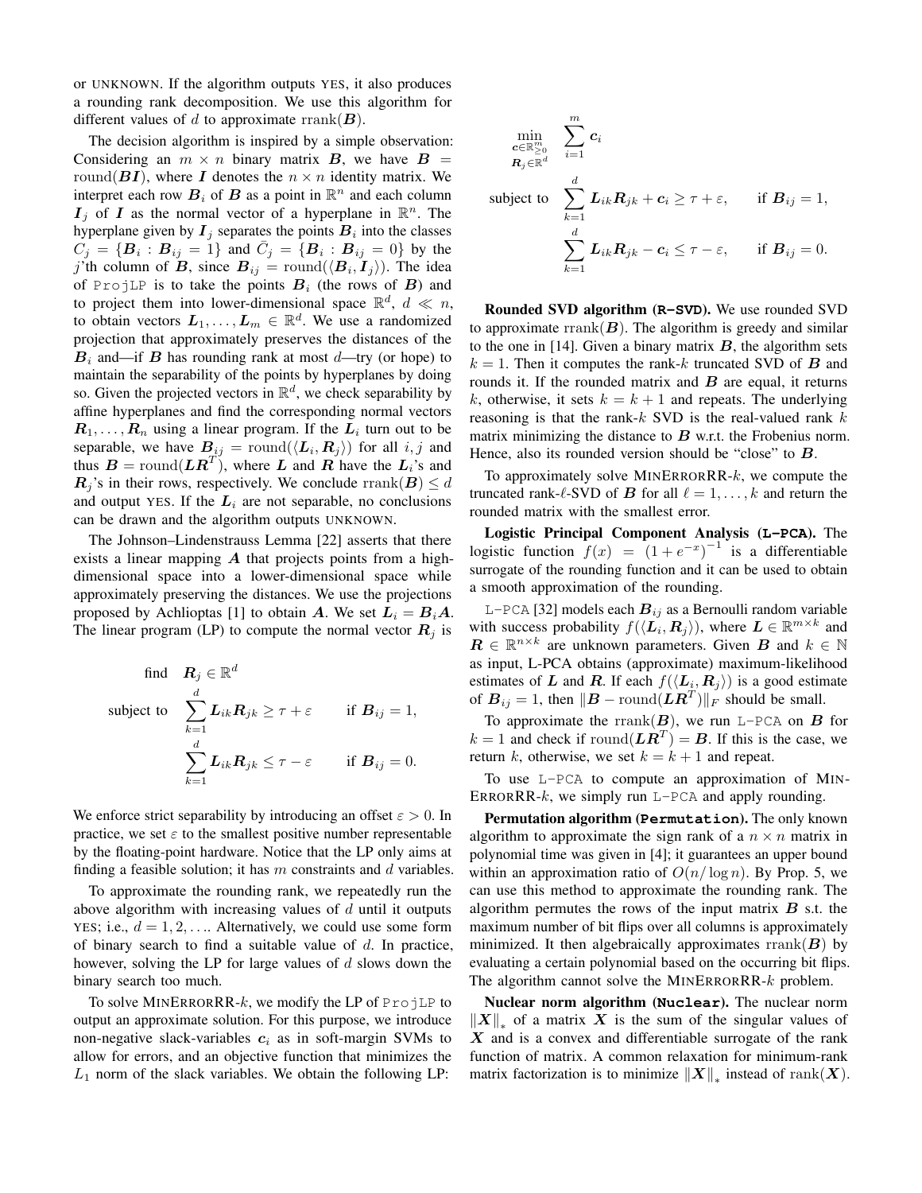or UNKNOWN. If the algorithm outputs YES, it also produces a rounding rank decomposition. We use this algorithm for different values of $d$ to approximate $\mathrm{rrank}(\boldsymbol{B})$.

The decision algorithm is inspired by a simple observation: Considering an $m \times n$ binary matrix $\boldsymbol{B}$, we have $\boldsymbol{B} = \mathrm{round}(\boldsymbol{B}\boldsymbol{I})$, where $\boldsymbol{I}$ denotes the $n \times n$ identity matrix. We interpret each row $\boldsymbol{B}_i$ of $\boldsymbol{B}$ as a point in $\mathbb{R}^n$ and each column $\boldsymbol{I}_j$ of $\boldsymbol{I}$ as the normal vector of a hyperplane in $\mathbb{R}^n$. The hyperplane given by $\boldsymbol{I}_j$ separates the points $\boldsymbol{B}_i$ into the classes $C_j = \{\boldsymbol{B}_i : \boldsymbol{B}_{ij} = 1\}$ and $\bar{C}_j = \{\boldsymbol{B}_i : \boldsymbol{B}_{ij} = 0\}$ by the $j$'th column of $\boldsymbol{B}$, since $\boldsymbol{B}_{ij} = \mathrm{round}(\langle \boldsymbol{B}_i, \boldsymbol{I}_j \rangle)$. The idea of `ProjLP` is to take the points $\boldsymbol{B}_i$ (the rows of $\boldsymbol{B}$) and to project them into lower-dimensional space $\mathbb{R}^d$, $d \ll n$, to obtain vectors $\boldsymbol{L}_1, \ldots, \boldsymbol{L}_m \in \mathbb{R}^d$. We use a randomized projection that approximately preserves the distances of the $\boldsymbol{B}_i$ and—if $\boldsymbol{B}$ has rounding rank at most $d$—try (or hope) to maintain the separability of the points by hyperplanes by doing so. Given the projected vectors in $\mathbb{R}^d$, we check separability by affine hyperplanes and find the corresponding normal vectors $\boldsymbol{R}_1, \ldots, \boldsymbol{R}_n$ using a linear program. If the $\boldsymbol{L}_i$ turn out to be separable, we have $\boldsymbol{B}_{ij} = \mathrm{round}(\langle \boldsymbol{L}_i, \boldsymbol{R}_j \rangle)$ for all $i, j$ and thus $\boldsymbol{B} = \mathrm{round}(\boldsymbol{L}\boldsymbol{R}^T)$, where $\boldsymbol{L}$ and $\boldsymbol{R}$ have the $\boldsymbol{L}_i$'s and $\boldsymbol{R}_j$'s in their rows, respectively. We conclude $\mathrm{rrank}(\boldsymbol{B}) \le d$ and output YES. If the $\boldsymbol{L}_i$ are not separable, no conclusions can be drawn and the algorithm outputs UNKNOWN.

The Johnson–Lindenstrauss Lemma [22] asserts that there exists a linear mapping $\boldsymbol{A}$ that projects points from a high-dimensional space into a lower-dimensional space while approximately preserving the distances. We use the projections proposed by Achlioptas [1] to obtain $\boldsymbol{A}$. We set $\boldsymbol{L}_i = \boldsymbol{B}_i \boldsymbol{A}$. The linear program (LP) to compute the normal vector $\boldsymbol{R}_j$ is

$$
\begin{aligned}
\text{find} \quad & \boldsymbol{R}_j \in \mathbb{R}^d \\
\text{subject to} \quad & \sum_{k=1}^{d} \boldsymbol{L}_{ik} \boldsymbol{R}_{jk} \ge \tau + \varepsilon \qquad \text{if } \boldsymbol{B}_{ij} = 1, \\
& \sum_{k=1}^{d} \boldsymbol{L}_{ik} \boldsymbol{R}_{jk} \le \tau - \varepsilon \qquad \text{if } \boldsymbol{B}_{ij} = 0.
\end{aligned}
$$

We enforce strict separability by introducing an offset $\varepsilon > 0$. In practice, we set $\varepsilon$ to the smallest positive number representable by the floating-point hardware. Notice that the LP only aims at finding a feasible solution; it has $m$ constraints and $d$ variables.

To approximate the rounding rank, we repeatedly run the above algorithm with increasing values of $d$ until it outputs YES; i.e., $d = 1, 2, \ldots$. Alternatively, we could use some form of binary search to find a suitable value of $d$. In practice, however, solving the LP for large values of $d$ slows down the binary search too much.

To solve MINERRORRR-$k$, we modify the LP of `ProjLP` to output an approximate solution. For this purpose, we introduce non-negative slack-variables $\boldsymbol{c}_i$ as in soft-margin SVMs to allow for errors, and an objective function that minimizes the $L_1$ norm of the slack variables. We obtain the following LP:

$$
\begin{aligned}
\min_{\substack{\boldsymbol{c} \in \mathbb{R}^m_{\ge 0} \\ \boldsymbol{R}_j \in \mathbb{R}^d}} \quad & \sum_{i=1}^{m} \boldsymbol{c}_i \\
\text{subject to} \quad & \sum_{k=1}^{d} \boldsymbol{L}_{ik} \boldsymbol{R}_{jk} + \boldsymbol{c}_i \ge \tau + \varepsilon, \qquad \text{if } \boldsymbol{B}_{ij} = 1, \\
& \sum_{k=1}^{d} \boldsymbol{L}_{ik} \boldsymbol{R}_{jk} - \boldsymbol{c}_i \le \tau - \varepsilon, \qquad \text{if } \boldsymbol{B}_{ij} = 0.
\end{aligned}
$$

**Rounded SVD algorithm (`R-SVD`).** We use rounded SVD to approximate $\mathrm{rrank}(\boldsymbol{B})$. The algorithm is greedy and similar to the one in [14]. Given a binary matrix $\boldsymbol{B}$, the algorithm sets $k = 1$. Then it computes the rank-$k$ truncated SVD of $\boldsymbol{B}$ and rounds it. If the rounded matrix and $\boldsymbol{B}$ are equal, it returns $k$, otherwise, it sets $k = k + 1$ and repeats. The underlying reasoning is that the rank-$k$ SVD is the real-valued rank $k$ matrix minimizing the distance to $\boldsymbol{B}$ w.r.t. the Frobenius norm. Hence, also its rounded version should be "close" to $\boldsymbol{B}$.

To approximately solve MINERRORRR-$k$, we compute the truncated rank-$\ell$-SVD of $\boldsymbol{B}$ for all $\ell = 1, \ldots, k$ and return the rounded matrix with the smallest error.

**Logistic Principal Component Analysis (`L-PCA`).** The logistic function $f(x) = (1 + e^{-x})^{-1}$ is a differentiable surrogate of the rounding function and it can be used to obtain a smooth approximation of the rounding.

`L-PCA` [32] models each $\boldsymbol{B}_{ij}$ as a Bernoulli random variable with success probability $f(\langle \boldsymbol{L}_i, \boldsymbol{R}_j \rangle)$, where $\boldsymbol{L} \in \mathbb{R}^{m \times k}$ and $\boldsymbol{R} \in \mathbb{R}^{n \times k}$ are unknown parameters. Given $\boldsymbol{B}$ and $k \in \mathbb{N}$ as input, L-PCA obtains (approximate) maximum-likelihood estimates of $\boldsymbol{L}$ and $\boldsymbol{R}$. If each $f(\langle \boldsymbol{L}_i, \boldsymbol{R}_j \rangle)$ is a good estimate of $\boldsymbol{B}_{ij} = 1$, then $\|\boldsymbol{B} - \mathrm{round}(\boldsymbol{L}\boldsymbol{R}^T)\|_F$ should be small.

To approximate the $\mathrm{rrank}(\boldsymbol{B})$, we run `L-PCA` on $\boldsymbol{B}$ for $k = 1$ and check if $\mathrm{round}(\boldsymbol{L}\boldsymbol{R}^T) = \boldsymbol{B}$. If this is the case, we return $k$, otherwise, we set $k = k + 1$ and repeat.

To use `L-PCA` to compute an approximation of MINERRORRR-$k$, we simply run `L-PCA` and apply rounding.

**Permutation algorithm (`Permutation`).** The only known algorithm to approximate the sign rank of a $n \times n$ matrix in polynomial time was given in [4]; it guarantees an upper bound within an approximation ratio of $O(n/\log n)$. By Prop. 5, we can use this method to approximate the rounding rank. The algorithm permutes the rows of the input matrix $\boldsymbol{B}$ s.t. the maximum number of bit flips over all columns is approximately minimized. It then algebraically approximates $\mathrm{rrank}(\boldsymbol{B})$ by evaluating a certain polynomial based on the occurring bit flips. The algorithm cannot solve the MINERRORRR-$k$ problem.

**Nuclear norm algorithm (`Nuclear`).** The nuclear norm $\|\boldsymbol{X}\|_*$ of a matrix $\boldsymbol{X}$ is the sum of the singular values of $\boldsymbol{X}$ and is a convex and differentiable surrogate of the rank function of matrix. A common relaxation for minimum-rank matrix factorization is to minimize $\|\boldsymbol{X}\|_*$ instead of $\mathrm{rank}(\boldsymbol{X})$.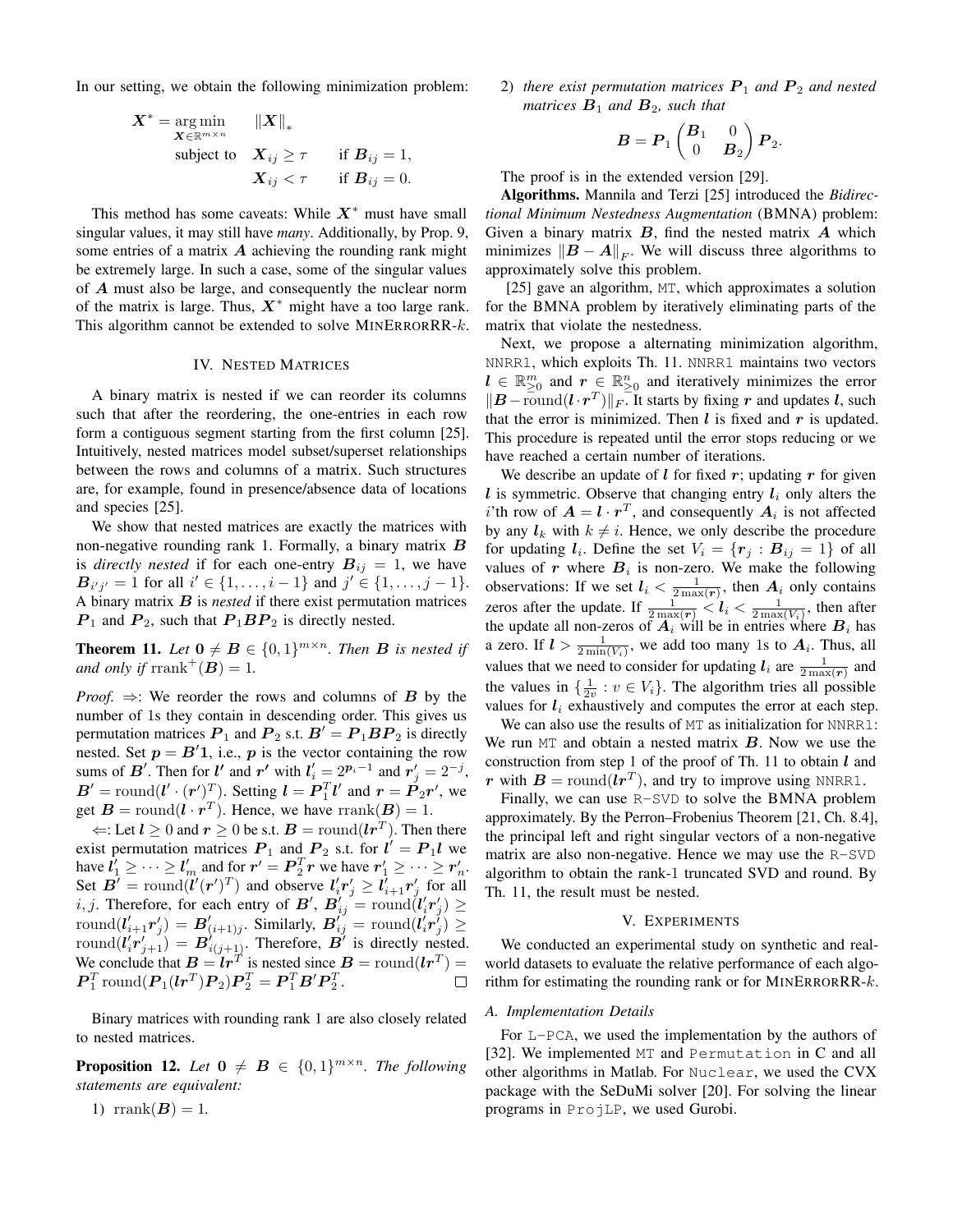In our setting, we obtain the following minimization problem:

$$\begin{aligned} \boldsymbol{X}^* = \underset{\boldsymbol{X} \in \mathbb{R}^{m \times n}}{\arg\min} \quad & \|\boldsymbol{X}\|_* \\ \text{subject to} \quad & \boldsymbol{X}_{ij} \geq \tau \qquad \text{if } \boldsymbol{B}_{ij} = 1, \\ & \boldsymbol{X}_{ij} < \tau \qquad \text{if } \boldsymbol{B}_{ij} = 0. \end{aligned}$$

This method has some caveats: While $\boldsymbol{X}^*$ must have small singular values, it may still have *many*. Additionally, by Prop. 9, some entries of a matrix $\boldsymbol{A}$ achieving the rounding rank might be extremely large. In such a case, some of the singular values of $\boldsymbol{A}$ must also be large, and consequently the nuclear norm of the matrix is large. Thus, $\boldsymbol{X}^*$ might have a too large rank. This algorithm cannot be extended to solve MINERRORRR-$k$.

## IV. Nested Matrices

A binary matrix is nested if we can reorder its columns such that after the reordering, the one-entries in each row form a contiguous segment starting from the first column [25]. Intuitively, nested matrices model subset/superset relationships between the rows and columns of a matrix. Such structures are, for example, found in presence/absence data of locations and species [25].

We show that nested matrices are exactly the matrices with non-negative rounding rank 1. Formally, a binary matrix $\boldsymbol{B}$ is *directly nested* if for each one-entry $\boldsymbol{B}_{ij} = 1$, we have $\boldsymbol{B}_{i'j'} = 1$ for all $i' \in \{1, \dots, i-1\}$ and $j' \in \{1, \dots, j-1\}$. A binary matrix $\boldsymbol{B}$ is *nested* if there exist permutation matrices $\boldsymbol{P}_1$ and $\boldsymbol{P}_2$, such that $\boldsymbol{P}_1 \boldsymbol{B} \boldsymbol{P}_2$ is directly nested.

**Theorem 11.** *Let $0 \neq \boldsymbol{B} \in \{0,1\}^{m \times n}$. Then $\boldsymbol{B}$ is nested if and only if $\operatorname{rrank}^+(\boldsymbol{B}) = 1$.*

*Proof.* $\Rightarrow$: We reorder the rows and columns of $\boldsymbol{B}$ by the number of 1s they contain in descending order. This gives us permutation matrices $\boldsymbol{P}_1$ and $\boldsymbol{P}_2$ s.t. $\boldsymbol{B}' = \boldsymbol{P}_1 \boldsymbol{B} \boldsymbol{P}_2$ is directly nested. Set $\boldsymbol{p} = \boldsymbol{B}'\boldsymbol{1}$, i.e., $\boldsymbol{p}$ is the vector containing the row sums of $\boldsymbol{B}'$. Then for $\boldsymbol{l}'$ and $\boldsymbol{r}'$ with $\boldsymbol{l}'_i = 2^{\boldsymbol{p}_i - 1}$ and $\boldsymbol{r}'_j = 2^{-j}$, $\boldsymbol{B}' = \operatorname{round}(\boldsymbol{l}' \cdot (\boldsymbol{r}')^T)$. Setting $\boldsymbol{l} = \boldsymbol{P}_1^T \boldsymbol{l}'$ and $\boldsymbol{r} = \boldsymbol{P}_2 \boldsymbol{r}'$, we get $\boldsymbol{B} = \operatorname{round}(\boldsymbol{l} \cdot \boldsymbol{r}^T)$. Hence, we have $\operatorname{rrank}(\boldsymbol{B}) = 1$.

$\Leftarrow$: Let $\boldsymbol{l} \geq 0$ and $\boldsymbol{r} \geq 0$ be s.t. $\boldsymbol{B} = \operatorname{round}(\boldsymbol{l}\boldsymbol{r}^T)$. Then there exist permutation matrices $\boldsymbol{P}_1$ and $\boldsymbol{P}_2$ s.t. for $\boldsymbol{l}' = \boldsymbol{P}_1 \boldsymbol{l}$ we have $\boldsymbol{l}'_1 \geq \dots \geq \boldsymbol{l}'_m$ and for $\boldsymbol{r}' = \boldsymbol{P}_2^T \boldsymbol{r}$ we have $\boldsymbol{r}'_1 \geq \dots \geq \boldsymbol{r}'_n$. Set $\boldsymbol{B}' = \operatorname{round}(\boldsymbol{l}'(\boldsymbol{r}')^T)$ and observe $\boldsymbol{l}'_i \boldsymbol{r}'_j \geq \boldsymbol{l}'_{i+1} \boldsymbol{r}'_j$ for all $i, j$. Therefore, for each entry of $\boldsymbol{B}'$, $\boldsymbol{B}'_{ij} = \operatorname{round}(\boldsymbol{l}'_i \boldsymbol{r}'_j) \geq \operatorname{round}(\boldsymbol{l}'_{i+1} \boldsymbol{r}'_j) = \boldsymbol{B}'_{(i+1)j}$. Similarly, $\boldsymbol{B}'_{ij} = \operatorname{round}(\boldsymbol{l}'_i \boldsymbol{r}'_j) \geq \operatorname{round}(\boldsymbol{l}'_i \boldsymbol{r}'_{j+1}) = \boldsymbol{B}'_{i(j+1)}$. Therefore, $\boldsymbol{B}'$ is directly nested. We conclude that $\boldsymbol{B} = \boldsymbol{l}\boldsymbol{r}^T$ is nested since $\boldsymbol{B} = \operatorname{round}(\boldsymbol{l}\boldsymbol{r}^T) = \boldsymbol{P}_1^T \operatorname{round}(\boldsymbol{P}_1(\boldsymbol{l}\boldsymbol{r}^T)\boldsymbol{P}_2)\boldsymbol{P}_2^T = \boldsymbol{P}_1^T \boldsymbol{B}' \boldsymbol{P}_2^T$. $\square$

Binary matrices with rounding rank 1 are also closely related to nested matrices.

**Proposition 12.** *Let $0 \neq \boldsymbol{B} \in \{0,1\}^{m \times n}$. The following statements are equivalent:*

1) $\operatorname{rrank}(\boldsymbol{B}) = 1$.
2) *there exist permutation matrices $\boldsymbol{P}_1$ and $\boldsymbol{P}_2$ and nested matrices $\boldsymbol{B}_1$ and $\boldsymbol{B}_2$, such that*

$$\boldsymbol{B} = \boldsymbol{P}_1 \begin{pmatrix} \boldsymbol{B}_1 & 0 \\ 0 & \boldsymbol{B}_2 \end{pmatrix} \boldsymbol{P}_2.$$

The proof is in the extended version [29].

**Algorithms.** Mannila and Terzi [25] introduced the *Bidirectional Minimum Nestedness Augmentation* (BMNA) problem: Given a binary matrix $\boldsymbol{B}$, find the nested matrix $\boldsymbol{A}$ which minimizes $\|\boldsymbol{B} - \boldsymbol{A}\|_F$. We will discuss three algorithms to approximately solve this problem.

[25] gave an algorithm, `MT`, which approximates a solution for the BMNA problem by iteratively eliminating parts of the matrix that violate the nestedness.

Next, we propose a alternating minimization algorithm, `NNRR1`, which exploits Th. 11. `NNRR1` maintains two vectors $\boldsymbol{l} \in \mathbb{R}^m_{\geq 0}$ and $\boldsymbol{r} \in \mathbb{R}^n_{\geq 0}$ and iteratively minimizes the error $\|\boldsymbol{B} - \operatorname{round}(\boldsymbol{l} \cdot \boldsymbol{r}^T)\|_F$. It starts by fixing $\boldsymbol{r}$ and updates $\boldsymbol{l}$, such that the error is minimized. Then $\boldsymbol{l}$ is fixed and $\boldsymbol{r}$ is updated. This procedure is repeated until the error stops reducing or we have reached a certain number of iterations.

We describe an update of $\boldsymbol{l}$ for fixed $\boldsymbol{r}$; updating $\boldsymbol{r}$ for given $\boldsymbol{l}$ is symmetric. Observe that changing entry $\boldsymbol{l}_i$ only alters the $i$'th row of $\boldsymbol{A} = \boldsymbol{l} \cdot \boldsymbol{r}^T$, and consequently $\boldsymbol{A}_i$ is not affected by any $\boldsymbol{l}_k$ with $k \neq i$. Hence, we only describe the procedure for updating $\boldsymbol{l}_i$. Define the set $V_i = \{\boldsymbol{r}_j : \boldsymbol{B}_{ij} = 1\}$ of all values of $\boldsymbol{r}$ where $\boldsymbol{B}_i$ is non-zero. We make the following observations: If we set $\boldsymbol{l}_i < \frac{1}{2\max(\boldsymbol{r})}$, then $\boldsymbol{A}_i$ only contains zeros after the update. If $\frac{1}{2\max(\boldsymbol{r})} < \boldsymbol{l}_i < \frac{1}{2\max(V_i)}$, then after the update all non-zeros of $\boldsymbol{A}_i$ will be in entries where $\boldsymbol{B}_i$ has a zero. If $\boldsymbol{l} > \frac{1}{2\min(V_i)}$, we add too many 1s to $\boldsymbol{A}_i$. Thus, all values that we need to consider for updating $\boldsymbol{l}_i$ are $\frac{1}{2\max(\boldsymbol{r})}$ and the values in $\{\frac{1}{2v} : v \in V_i\}$. The algorithm tries all possible values for $\boldsymbol{l}_i$ exhaustively and computes the error at each step.

We can also use the results of `MT` as initialization for `NNRR1`: We run `MT` and obtain a nested matrix $\boldsymbol{B}$. Now we use the construction from step 1 of the proof of Th. 11 to obtain $\boldsymbol{l}$ and $\boldsymbol{r}$ with $\boldsymbol{B} = \operatorname{round}(\boldsymbol{l}\boldsymbol{r}^T)$, and try to improve using `NNRR1`.

Finally, we can use `R-SVD` to solve the BMNA problem approximately. By the Perron–Frobenius Theorem [21, Ch. 8.4], the principal left and right singular vectors of a non-negative matrix are also non-negative. Hence we may use the `R-SVD` algorithm to obtain the rank-1 truncated SVD and round. By Th. 11, the result must be nested.

## V. Experiments

We conducted an experimental study on synthetic and real-world datasets to evaluate the relative performance of each algorithm for estimating the rounding rank or for MINERRORRR-$k$.

### A. Implementation Details

For `L-PCA`, we used the implementation by the authors of [32]. We implemented `MT` and `Permutation` in C and all other algorithms in Matlab. For `Nuclear`, we used the CVX package with the SeDuMi solver [20]. For solving the linear programs in `ProjLP`, we used Gurobi.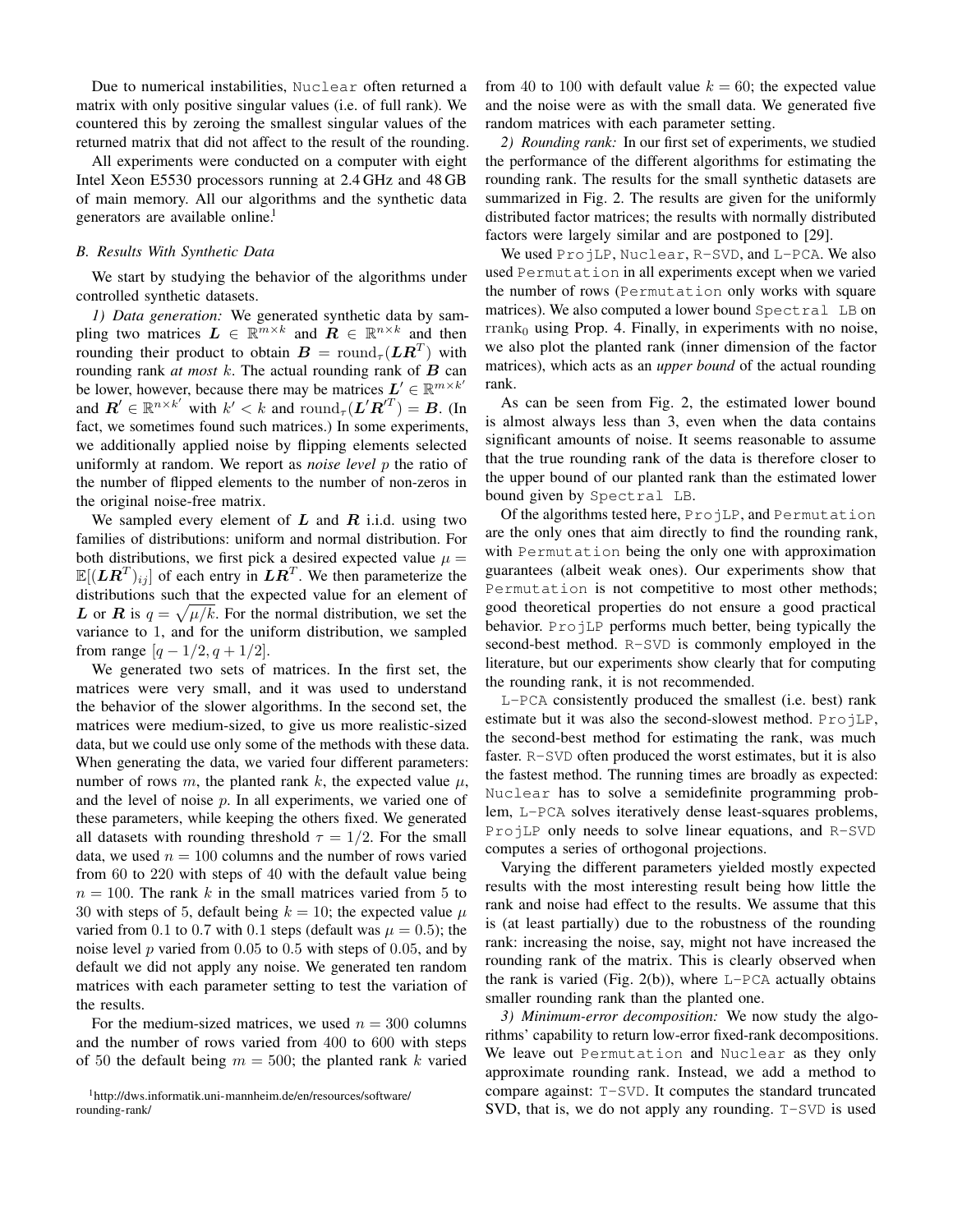Due to numerical instabilities, `Nuclear` often returned a matrix with only positive singular values (i.e. of full rank). We countered this by zeroing the smallest singular values of the returned matrix that did not affect to the result of the rounding.

All experiments were conducted on a computer with eight Intel Xeon E5530 processors running at 2.4 GHz and 48 GB of main memory. All our algorithms and the synthetic data generators are available online.[1]

### B. Results With Synthetic Data

We start by studying the behavior of the algorithms under controlled synthetic datasets.

*1) Data generation:* We generated synthetic data by sampling two matrices $\boldsymbol{L} \in \mathbb{R}^{m \times k}$ and $\boldsymbol{R} \in \mathbb{R}^{n \times k}$ and then rounding their product to obtain $\boldsymbol{B} = \mathrm{round}_\tau(\boldsymbol{L}\boldsymbol{R}^T)$ with rounding rank *at most* $k$. The actual rounding rank of $\boldsymbol{B}$ can be lower, however, because there may be matrices $\boldsymbol{L}' \in \mathbb{R}^{m \times k'}$ and $\boldsymbol{R}' \in \mathbb{R}^{n \times k'}$ with $k' < k$ and $\mathrm{round}_\tau(\boldsymbol{L}'\boldsymbol{R}'^T) = \boldsymbol{B}$. (In fact, we sometimes found such matrices.) In some experiments, we additionally applied noise by flipping elements selected uniformly at random. We report as *noise level* $p$ the ratio of the number of flipped elements to the number of non-zeros in the original noise-free matrix.

We sampled every element of $\boldsymbol{L}$ and $\boldsymbol{R}$ i.i.d. using two families of distributions: uniform and normal distribution. For both distributions, we first pick a desired expected value $\mu = \mathbb{E}[(\boldsymbol{L}\boldsymbol{R}^T)_{ij}]$ of each entry in $\boldsymbol{L}\boldsymbol{R}^T$. We then parameterize the distributions such that the expected value for an element of $\boldsymbol{L}$ or $\boldsymbol{R}$ is $q = \sqrt{\mu/k}$. For the normal distribution, we set the variance to 1, and for the uniform distribution, we sampled from range $[q - 1/2, q + 1/2]$.

We generated two sets of matrices. In the first set, the matrices were very small, and it was used to understand the behavior of the slower algorithms. In the second set, the matrices were medium-sized, to give us more realistic-sized data, but we could use only some of the methods with these data. When generating the data, we varied four different parameters: number of rows $m$, the planted rank $k$, the expected value $\mu$, and the level of noise $p$. In all experiments, we varied one of these parameters, while keeping the others fixed. We generated all datasets with rounding threshold $\tau = 1/2$. For the small data, we used $n = 100$ columns and the number of rows varied from 60 to 220 with steps of 40 with the default value being $n = 100$. The rank $k$ in the small matrices varied from 5 to 30 with steps of 5, default being $k = 10$; the expected value $\mu$ varied from 0.1 to 0.7 with 0.1 steps (default was $\mu = 0.5$); the noise level $p$ varied from 0.05 to 0.5 with steps of 0.05, and by default we did not apply any noise. We generated ten random matrices with each parameter setting to test the variation of the results.

For the medium-sized matrices, we used $n = 300$ columns and the number of rows varied from 400 to 600 with steps of 50 the default being $m = 500$; the planted rank $k$ varied from 40 to 100 with default value $k = 60$; the expected value and the noise were as with the small data. We generated five random matrices with each parameter setting.

*2) Rounding rank:* In our first set of experiments, we studied the performance of the different algorithms for estimating the rounding rank. The results for the small synthetic datasets are summarized in Fig. 2. The results are given for the uniformly distributed factor matrices; the results with normally distributed factors were largely similar and are postponed to [29].

We used `ProjLP`, `Nuclear`, `R-SVD`, and `L-PCA`. We also used `Permutation` in all experiments except when we varied the number of rows (`Permutation` only works with square matrices). We also computed a lower bound `Spectral LB` on $\mathrm{rrank}_0$ using Prop. 4. Finally, in experiments with no noise, we also plot the planted rank (inner dimension of the factor matrices), which acts as an *upper bound* of the actual rounding rank.

As can be seen from Fig. 2, the estimated lower bound is almost always less than 3, even when the data contains significant amounts of noise. It seems reasonable to assume that the true rounding rank of the data is therefore closer to the upper bound of our planted rank than the estimated lower bound given by `Spectral LB`.

Of the algorithms tested here, `ProjLP`, and `Permutation` are the only ones that aim directly to find the rounding rank, with `Permutation` being the only one with approximation guarantees (albeit weak ones). Our experiments show that `Permutation` is not competitive to most other methods; good theoretical properties do not ensure a good practical behavior. `ProjLP` performs much better, being typically the second-best method. `R-SVD` is commonly employed in the literature, but our experiments show clearly that for computing the rounding rank, it is not recommended.

`L-PCA` consistently produced the smallest (i.e. best) rank estimate but it was also the second-slowest method. `ProjLP`, the second-best method for estimating the rank, was much faster. `R-SVD` often produced the worst estimates, but it is also the fastest method. The running times are broadly as expected: `Nuclear` has to solve a semidefinite programming problem, `L-PCA` solves iteratively dense least-squares problems, `ProjLP` only needs to solve linear equations, and `R-SVD` computes a series of orthogonal projections.

Varying the different parameters yielded mostly expected results with the most interesting result being how little the rank and noise had effect to the results. We assume that this is (at least partially) due to the robustness of the rounding rank: increasing the noise, say, might not have increased the rounding rank of the matrix. This is clearly observed when the rank is varied (Fig. 2(b)), where `L-PCA` actually obtains smaller rounding rank than the planted one.

*3) Minimum-error decomposition:* We now study the algorithms' capability to return low-error fixed-rank decompositions. We leave out `Permutation` and `Nuclear` as they only approximate rounding rank. Instead, we add a method to compare against: `T-SVD`. It computes the standard truncated SVD, that is, we do not apply any rounding. `T-SVD` is used

[1] http://dws.informatik.uni-mannheim.de/en/resources/software/rounding-rank/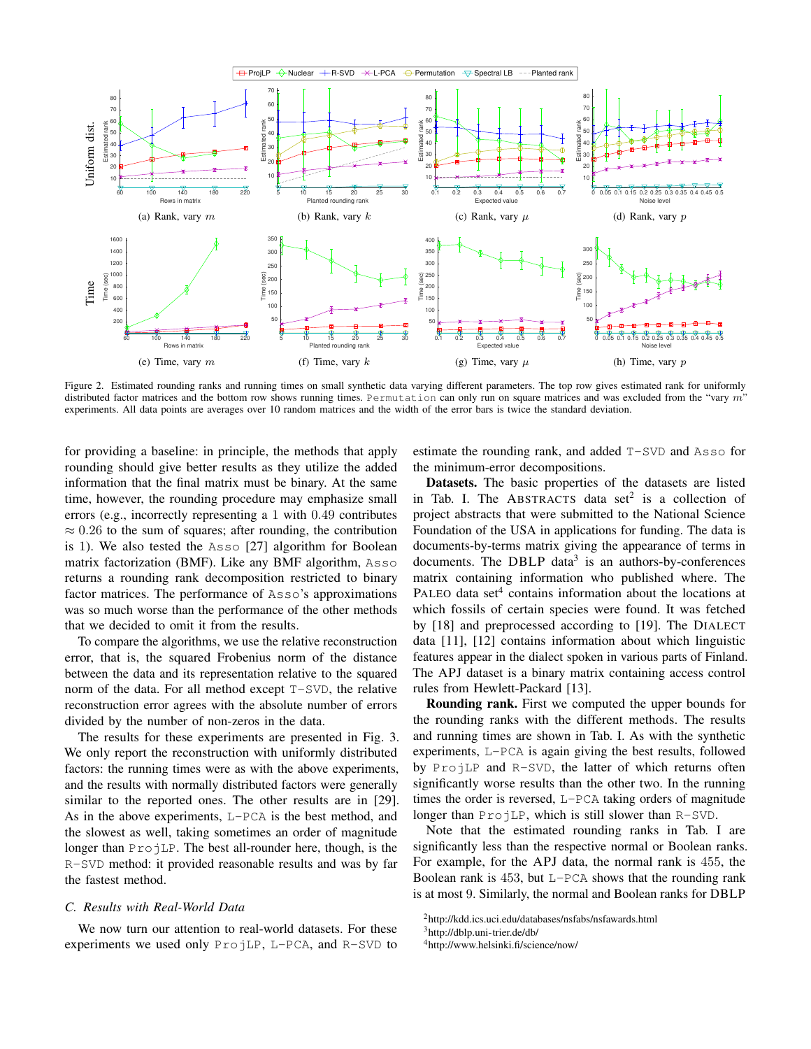Figure 2. Estimated rounding ranks and running times on small synthetic data varying different parameters. The top row gives estimated rank for uniformly distributed factor matrices and the bottom row shows running times. Permutation can only run on square matrices and was excluded from the "vary $m$" experiments. All data points are averages over 10 random matrices and the width of the error bars is twice the standard deviation.

for providing a baseline: in principle, the methods that apply rounding should give better results as they utilize the added information that the final matrix must be binary. At the same time, however, the rounding procedure may emphasize small errors (e.g., incorrectly representing a 1 with 0.49 contributes $\approx 0.26$ to the sum of squares; after rounding, the contribution is 1). We also tested the Asso [27] algorithm for Boolean matrix factorization (BMF). Like any BMF algorithm, Asso returns a rounding rank decomposition restricted to binary factor matrices. The performance of Asso's approximations was so much worse than the performance of the other methods that we decided to omit it from the results.

To compare the algorithms, we use the relative reconstruction error, that is, the squared Frobenius norm of the distance between the data and its representation relative to the squared norm of the data. For all method except T-SVD, the relative reconstruction error agrees with the absolute number of errors divided by the number of non-zeros in the data.

The results for these experiments are presented in Fig. 3. We only report the reconstruction with uniformly distributed factors: the running times were as with the above experiments, and the results with normally distributed factors were generally similar to the reported ones. The other results are in [29]. As in the above experiments, L-PCA is the best method, and the slowest as well, taking sometimes an order of magnitude longer than ProjLP. The best all-rounder here, though, is the R-SVD method: it provided reasonable results and was by far the fastest method.

### C. Results with Real-World Data

We now turn our attention to real-world datasets. For these experiments we used only ProjLP, L-PCA, and R-SVD to estimate the rounding rank, and added T-SVD and Asso for the minimum-error decompositions.

**Datasets.** The basic properties of the datasets are listed in Tab. I. The ABSTRACTS data set[2] is a collection of project abstracts that were submitted to the National Science Foundation of the USA in applications for funding. The data is documents-by-terms matrix giving the appearance of terms in documents. The DBLP data[3] is an authors-by-conferences matrix containing information who published where. The PALEO data set[4] contains information about the locations at which fossils of certain species were found. It was fetched by [18] and preprocessed according to [19]. The DIALECT data [11], [12] contains information about which linguistic features appear in the dialect spoken in various parts of Finland. The APJ dataset is a binary matrix containing access control rules from Hewlett-Packard [13].

**Rounding rank.** First we computed the upper bounds for the rounding ranks with the different methods. The results and running times are shown in Tab. I. As with the synthetic experiments, L-PCA is again giving the best results, followed by ProjLP and R-SVD, the latter of which returns often significantly worse results than the other two. In the running times the order is reversed, L-PCA taking orders of magnitude longer than ProjLP, which is still slower than R-SVD.

Note that the estimated rounding ranks in Tab. I are significantly less than the respective normal or Boolean ranks. For example, for the APJ data, the normal rank is 455, the Boolean rank is 453, but L-PCA shows that the rounding rank is at most 9. Similarly, the normal and Boolean ranks for DBLP

[2] http://kdd.ics.uci.edu/databases/nsfabs/nsfawards.html
[3] http://dblp.uni-trier.de/db/
[4] http://www.helsinki.fi/science/now/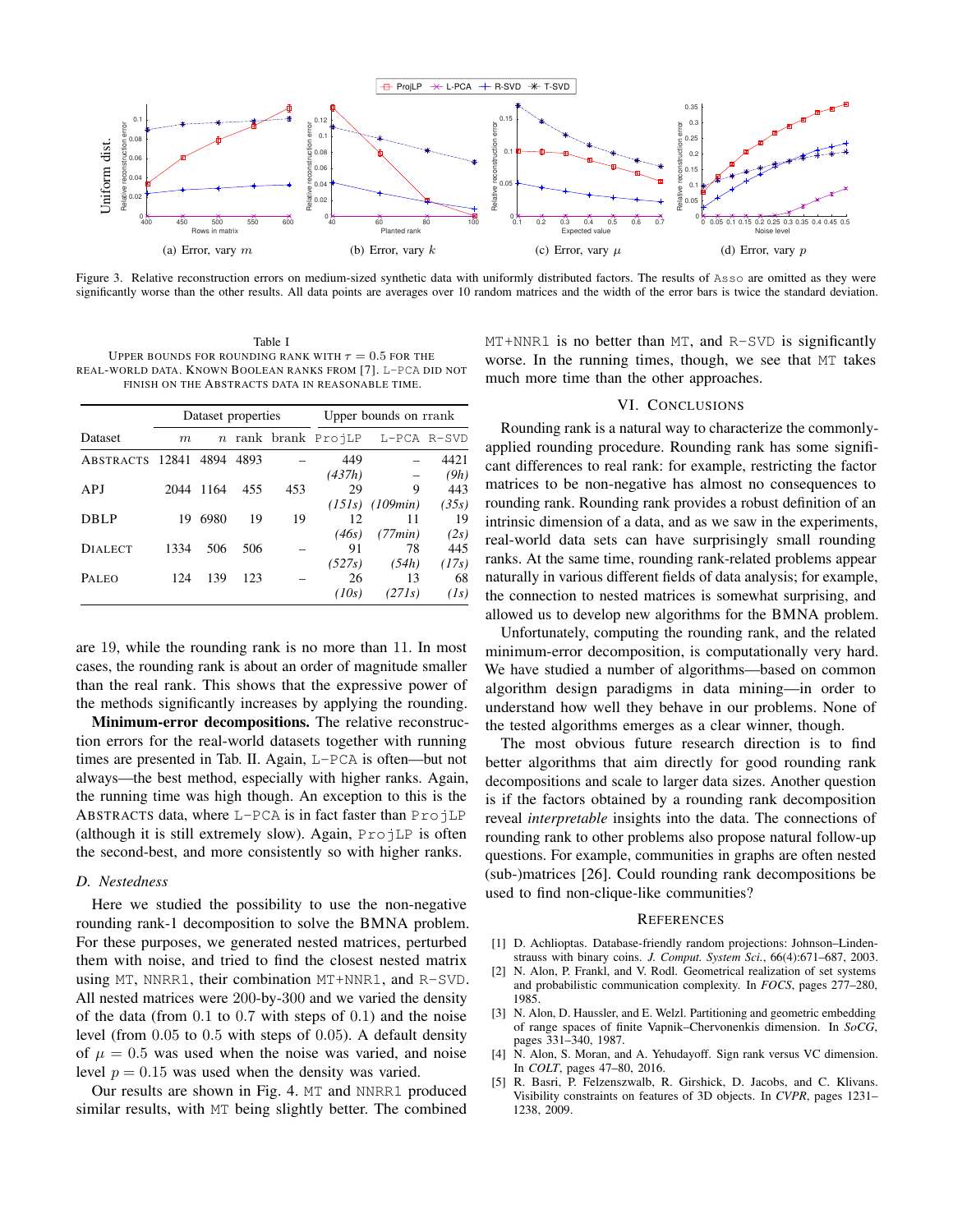Figure 3. Relative reconstruction errors on medium-sized synthetic data with uniformly distributed factors. The results of Asso are omitted as they were significantly worse than the other results. All data points are averages over 10 random matrices and the width of the error bars is twice the standard deviation.

(a) Error, vary $m$ (b) Error, vary $k$ (c) Error, vary $\mu$ (d) Error, vary $p$

Table I
UPPER BOUNDS FOR ROUNDING RANK WITH $\tau = 0.5$ FOR THE REAL-WORLD DATA. KNOWN BOOLEAN RANKS FROM [7]. L-PCA DID NOT FINISH ON THE ABSTRACTS DATA IN REASONABLE TIME.

| | Dataset properties | | | | Upper bounds on rrank | | |
|---|---|---|---|---|---|---|---|
| Dataset | $m$ | $n$ | rank | brank | ProjLP | L-PCA | R-SVD |
| ABSTRACTS | 12841 | 4894 | 4893 | – | 449 (*437h*) | – – | 4421 (*9h*) |
| APJ | 2044 | 1164 | 455 | 453 | 29 (*151s*) | 9 (*109min*) | 443 (*35s*) |
| DBLP | 19 | 6980 | 19 | 19 | 12 (*46s*) | 11 (*77min*) | 19 (*2s*) |
| DIALECT | 1334 | 506 | 506 | – | 91 (*527s*) | 78 (*54h*) | 445 (*17s*) |
| PALEO | 124 | 139 | 123 | – | 26 (*10s*) | 13 (*271s*) | 68 (*1s*) |

are 19, while the rounding rank is no more than 11. In most cases, the rounding rank is about an order of magnitude smaller than the real rank. This shows that the expressive power of the methods significantly increases by applying the rounding.

**Minimum-error decompositions.** The relative reconstruction errors for the real-world datasets together with running times are presented in Tab. II. Again, L-PCA is often—but not always—the best method, especially with higher ranks. Again, the running time was high though. An exception to this is the ABSTRACTS data, where L-PCA is in fact faster than ProjLP (although it is still extremely slow). Again, ProjLP is often the second-best, and more consistently so with higher ranks.

### D. Nestedness

Here we studied the possibility to use the non-negative rounding rank-1 decomposition to solve the BMNA problem. For these purposes, we generated nested matrices, perturbed them with noise, and tried to find the closest nested matrix using MT, NNRR1, their combination MT+NNR1, and R-SVD. All nested matrices were 200-by-300 and we varied the density of the data (from 0.1 to 0.7 with steps of 0.1) and the noise level (from 0.05 to 0.5 with steps of 0.05). A default density of $\mu = 0.5$ was used when the noise was varied, and noise level $p = 0.15$ was used when the density was varied.

Our results are shown in Fig. 4. MT and NNRR1 produced similar results, with MT being slightly better. The combined MT+NNR1 is no better than MT, and R-SVD is significantly worse. In the running times, though, we see that MT takes much more time than the other approaches.

## VI. CONCLUSIONS

Rounding rank is a natural way to characterize the commonly-applied rounding procedure. Rounding rank has some significant differences to real rank: for example, restricting the factor matrices to be non-negative has almost no consequences to rounding rank. Rounding rank provides a robust definition of an intrinsic dimension of a data, and as we saw in the experiments, real-world data sets can have surprisingly small rounding ranks. At the same time, rounding rank-related problems appear naturally in various different fields of data analysis; for example, the connection to nested matrices is somewhat surprising, and allowed us to develop new algorithms for the BMNA problem.

Unfortunately, computing the rounding rank, and the related minimum-error decomposition, is computationally very hard. We have studied a number of algorithms—based on common algorithm design paradigms in data mining—in order to understand how well they behave in our problems. None of the tested algorithms emerges as a clear winner, though.

The most obvious future research direction is to find better algorithms that aim directly for good rounding rank decompositions and scale to larger data sizes. Another question is if the factors obtained by a rounding rank decomposition reveal *interpretable* insights into the data. The connections of rounding rank to other problems also propose natural follow-up questions. For example, communities in graphs are often nested (sub-)matrices [26]. Could rounding rank decompositions be used to find non-clique-like communities?

## REFERENCES

[1] D. Achlioptas. Database-friendly random projections: Johnson–Lindenstrauss with binary coins. *J. Comput. System Sci.*, 66(4):671–687, 2003.

[2] N. Alon, P. Frankl, and V. Rodl. Geometrical realization of set systems and probabilistic communication complexity. In *FOCS*, pages 277–280, 1985.

[3] N. Alon, D. Haussler, and E. Welzl. Partitioning and geometric embedding of range spaces of finite Vapnik–Chervonenkis dimension. In *SoCG*, pages 331–340, 1987.

[4] N. Alon, S. Moran, and A. Yehudayoff. Sign rank versus VC dimension. In *COLT*, pages 47–80, 2016.

[5] R. Basri, P. Felzenszwalb, R. Girshick, D. Jacobs, and C. Klivans. Visibility constraints on features of 3D objects. In *CVPR*, pages 1231–1238, 2009.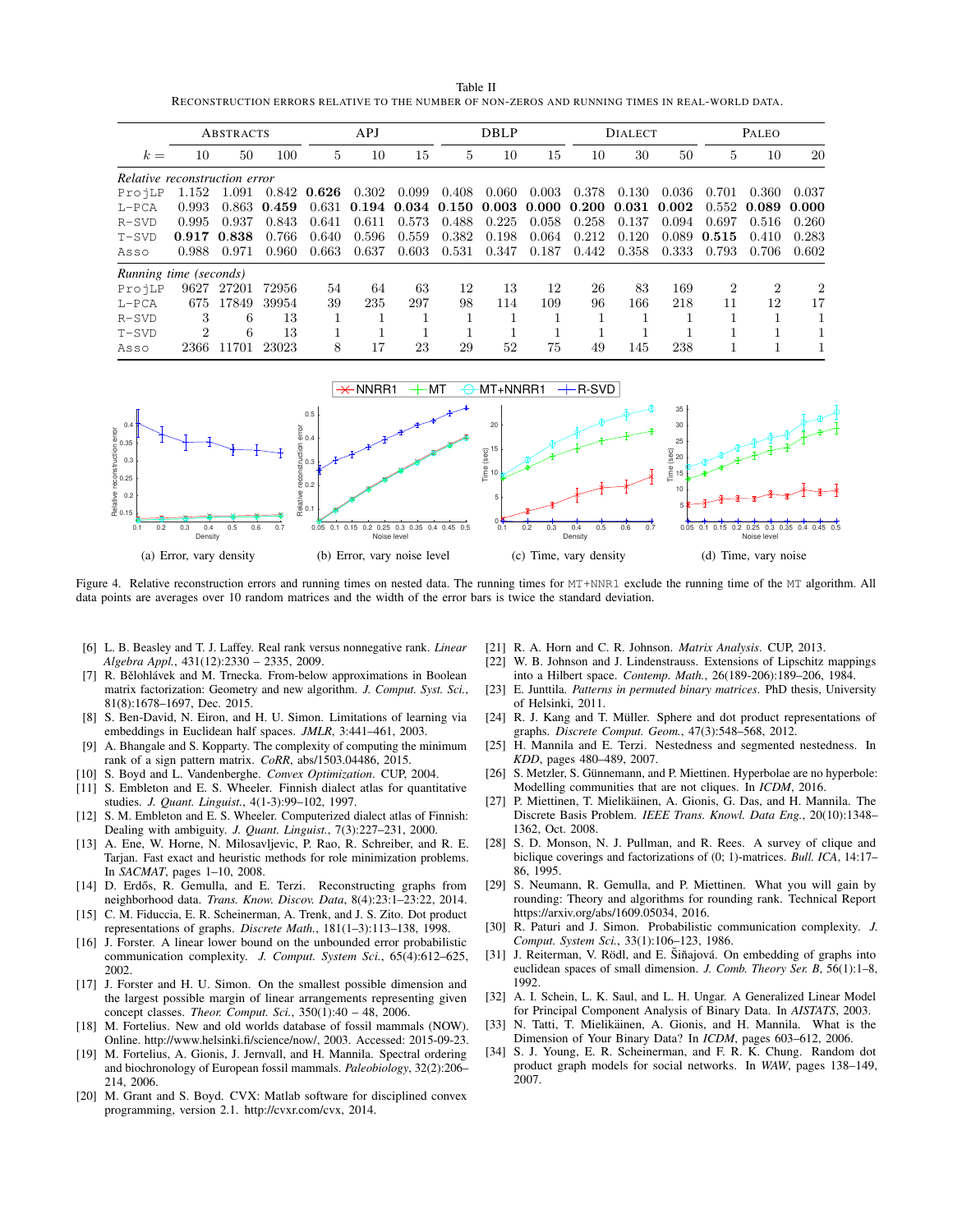Table II
RECONSTRUCTION ERRORS RELATIVE TO THE NUMBER OF NON-ZEROS AND RUNNING TIMES IN REAL-WORLD DATA.

| | ABSTRACTS | | | APJ | | | DBLP | | | DIALECT | | | PALEO | | |
|---|---|---|---|---|---|---|---|---|---|---|---|---|---|---|---|
| $k =$ | 10 | 50 | 100 | 5 | 10 | 15 | 5 | 10 | 15 | 10 | 30 | 50 | 5 | 10 | 20 |
| *Relative reconstruction error* | | | | | | | | | | | | | | | |
| ProjLP | 1.152 | 1.091 | 0.842 | **0.626** | 0.302 | 0.099 | 0.408 | 0.060 | 0.003 | 0.378 | 0.130 | 0.036 | 0.701 | 0.360 | 0.037 |
| L-PCA | 0.993 | 0.863 | **0.459** | 0.631 | **0.194** | **0.034** | **0.150** | **0.003** | **0.000** | **0.200** | **0.031** | **0.002** | 0.552 | **0.089** | **0.000** |
| R-SVD | 0.995 | 0.937 | 0.843 | 0.641 | 0.611 | 0.573 | 0.488 | 0.225 | 0.058 | 0.258 | 0.137 | 0.094 | 0.697 | 0.516 | 0.260 |
| T-SVD | **0.917** | **0.838** | 0.766 | 0.640 | 0.596 | 0.559 | 0.382 | 0.198 | 0.064 | 0.212 | 0.120 | 0.089 | **0.515** | 0.410 | 0.283 |
| Asso | 0.988 | 0.971 | 0.960 | 0.663 | 0.637 | 0.603 | 0.531 | 0.347 | 0.187 | 0.442 | 0.358 | 0.333 | 0.793 | 0.706 | 0.602 |
| *Running time (seconds)* | | | | | | | | | | | | | | | |
| ProjLP | 9627 | 27201 | 72956 | 54 | 64 | 63 | 12 | 13 | 12 | 26 | 83 | 169 | 2 | 2 | 2 |
| L-PCA | 675 | 17849 | 39954 | 39 | 235 | 297 | 98 | 114 | 109 | 96 | 166 | 218 | 11 | 12 | 17 |
| R-SVD | 3 | 6 | 13 | 1 | 1 | 1 | 1 | 1 | 1 | 1 | 1 | 1 | 1 | 1 | 1 |
| T-SVD | 2 | 6 | 13 | 1 | 1 | 1 | 1 | 1 | 1 | 1 | 1 | 1 | 1 | 1 | 1 |
| Asso | 2366 | 11701 | 23023 | 8 | 17 | 23 | 29 | 52 | 75 | 49 | 145 | 238 | 1 | 1 | 1 |

NNRR1 MT MT+NNRR1 R-SVD

(a) Error, vary density

(b) Error, vary noise level

(c) Time, vary density

(d) Time, vary noise

Figure 4. Relative reconstruction errors and running times on nested data. The running times for MT+NNR1 exclude the running time of the MT algorithm. All data points are averages over 10 random matrices and the width of the error bars is twice the standard deviation.

[6] L. B. Beasley and T. J. Laffey. Real rank versus nonnegative rank. *Linear Algebra Appl.*, 431(12):2330 – 2335, 2009.

[7] R. Bělohlávek and M. Trnecka. From-below approximations in Boolean matrix factorization: Geometry and new algorithm. *J. Comput. Syst. Sci.*, 81(8):1678–1697, Dec. 2015.

[8] S. Ben-David, N. Eiron, and H. U. Simon. Limitations of learning via embeddings in Euclidean half spaces. *JMLR*, 3:441–461, 2003.

[9] A. Bhangale and S. Kopparty. The complexity of computing the minimum rank of a sign pattern matrix. *CoRR*, abs/1503.04486, 2015.

[10] S. Boyd and L. Vandenberghe. *Convex Optimization*. CUP, 2004.

[11] S. Embleton and E. S. Wheeler. Finnish dialect atlas for quantitative studies. *J. Quant. Linguist.*, 4(1-3):99–102, 1997.

[12] S. M. Embleton and E. S. Wheeler. Computerized dialect atlas of Finnish: Dealing with ambiguity. *J. Quant. Linguist.*, 7(3):227–231, 2000.

[13] A. Ene, W. Horne, N. Milosavljevic, P. Rao, R. Schreiber, and R. E. Tarjan. Fast exact and heuristic methods for role minimization problems. In *SACMAT*, pages 1–10, 2008.

[14] D. Erdős, R. Gemulla, and E. Terzi. Reconstructing graphs from neighborhood data. *Trans. Know. Discov. Data*, 8(4):23:1–23:22, 2014.

[15] C. M. Fiduccia, E. R. Scheinerman, A. Trenk, and J. S. Zito. Dot product representations of graphs. *Discrete Math.*, 181(1–3):113–138, 1998.

[16] J. Forster. A linear lower bound on the unbounded error probabilistic communication complexity. *J. Comput. System Sci.*, 65(4):612–625, 2002.

[17] J. Forster and H. U. Simon. On the smallest possible dimension and the largest possible margin of linear arrangements representing given concept classes. *Theor. Comput. Sci.*, 350(1):40 – 48, 2006.

[18] M. Fortelius. New and old worlds database of fossil mammals (NOW). Online. http://www.helsinki.fi/science/now/, 2003. Accessed: 2015-09-23.

[19] M. Fortelius, A. Gionis, J. Jernvall, and H. Mannila. Spectral ordering and biochronology of European fossil mammals. *Paleobiology*, 32(2):206–214, 2006.

[20] M. Grant and S. Boyd. CVX: Matlab software for disciplined convex programming, version 2.1. http://cvxr.com/cvx, 2014.

[21] R. A. Horn and C. R. Johnson. *Matrix Analysis*. CUP, 2013.

[22] W. B. Johnson and J. Lindenstrauss. Extensions of Lipschitz mappings into a Hilbert space. *Contemp. Math.*, 26(189-206):189–206, 1984.

[23] E. Junttila. *Patterns in permuted binary matrices*. PhD thesis, University of Helsinki, 2011.

[24] R. J. Kang and T. Müller. Sphere and dot product representations of graphs. *Discrete Comput. Geom.*, 47(3):548–568, 2012.

[25] H. Mannila and E. Terzi. Nestedness and segmented nestedness. In *KDD*, pages 480–489, 2007.

[26] S. Metzler, S. Günnemann, and P. Miettinen. Hyperbolae are no hyperbole: Modelling communities that are not cliques. In *ICDM*, 2016.

[27] P. Miettinen, T. Mielikäinen, A. Gionis, G. Das, and H. Mannila. The Discrete Basis Problem. *IEEE Trans. Knowl. Data Eng.*, 20(10):1348–1362, Oct. 2008.

[28] S. D. Monson, N. J. Pullman, and R. Rees. A survey of clique and biclique coverings and factorizations of (0; 1)-matrices. *Bull. ICA*, 14:17–86, 1995.

[29] S. Neumann, R. Gemulla, and P. Miettinen. What you will gain by rounding: Theory and algorithms for rounding rank. Technical Report https://arxiv.org/abs/1609.05034, 2016.

[30] R. Paturi and J. Simon. Probabilistic communication complexity. *J. Comput. System Sci.*, 33(1):106–123, 1986.

[31] J. Reiterman, V. Rödl, and E. Šiňajová. On embedding of graphs into euclidean spaces of small dimension. *J. Comb. Theory Ser. B*, 56(1):1–8, 1992.

[32] A. I. Schein, L. K. Saul, and L. H. Ungar. A Generalized Linear Model for Principal Component Analysis of Binary Data. In *AISTATS*, 2003.

[33] N. Tatti, T. Mielikäinen, A. Gionis, and H. Mannila. What is the Dimension of Your Binary Data? In *ICDM*, pages 603–612, 2006.

[34] S. J. Young, E. R. Scheinerman, and F. R. K. Chung. Random dot product graph models for social networks. In *WAW*, pages 138–149, 2007.